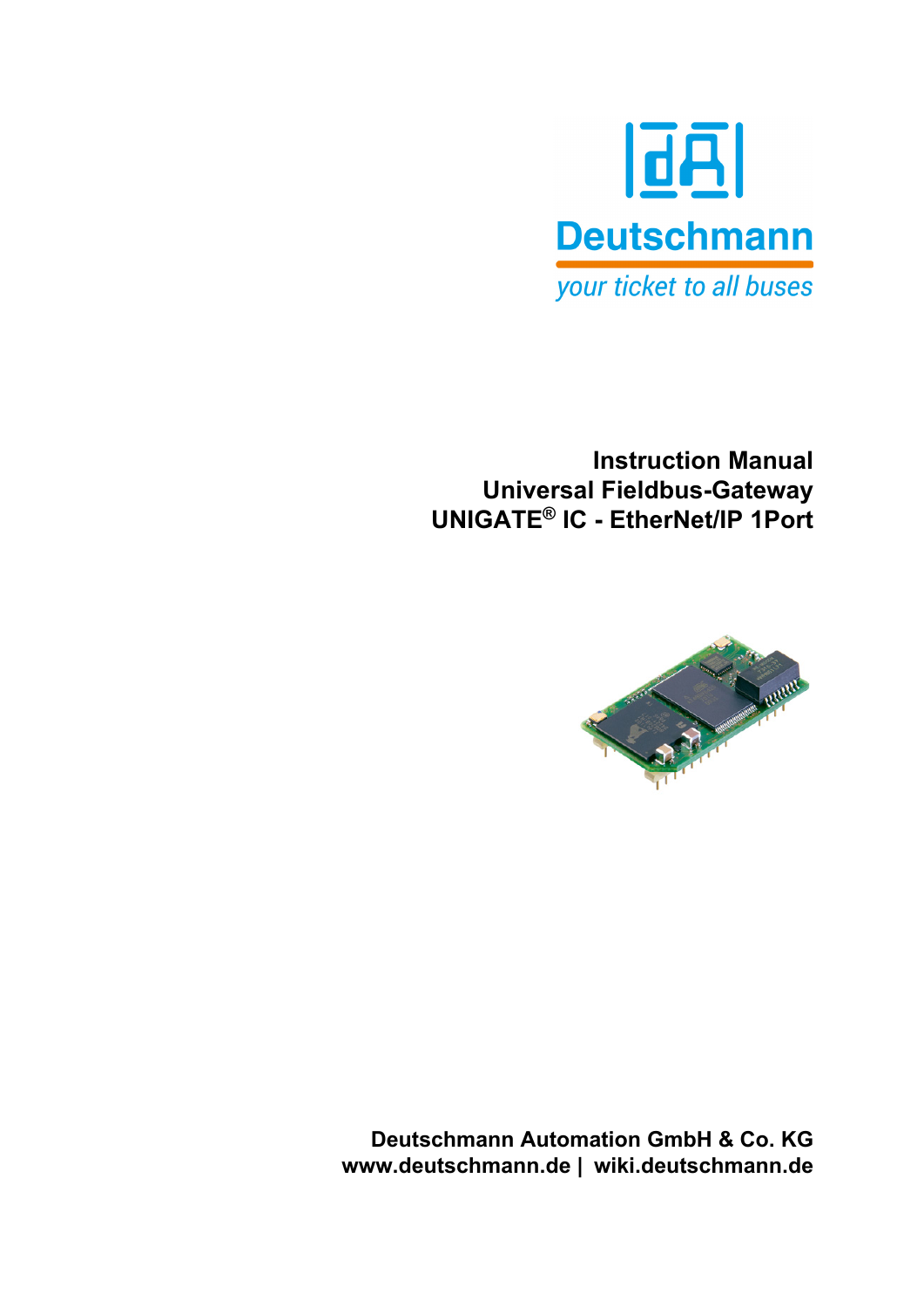Deutschmann

*your ticket to all buses*

# Instruction Manual
# Universal Fieldbus-Gateway
# UNIGATE® IC - EtherNet/IP 1Port

**Deutschmann Automation GmbH & Co. KG**
**www.deutschmann.de | wiki.deutschmann.de**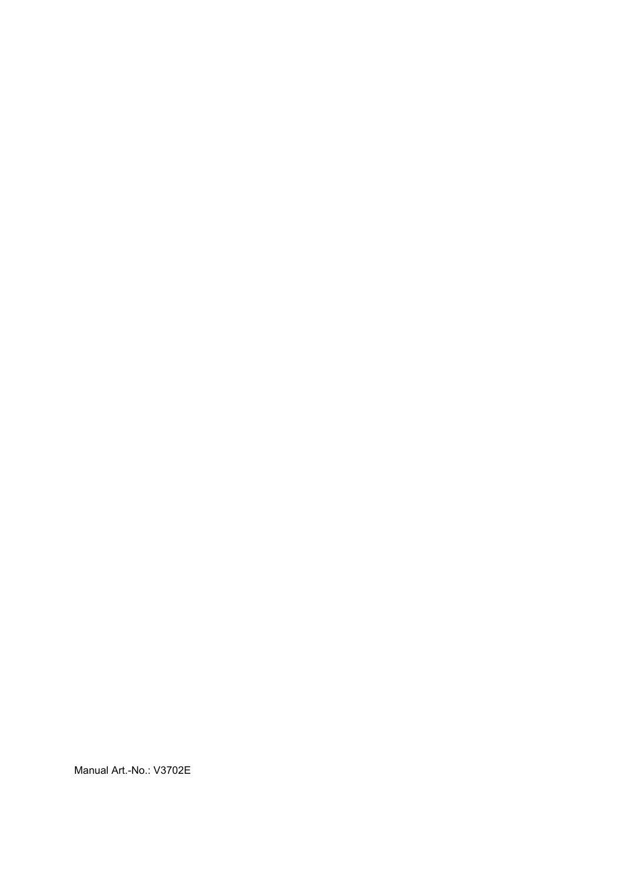Manual Art.-No.: V3702E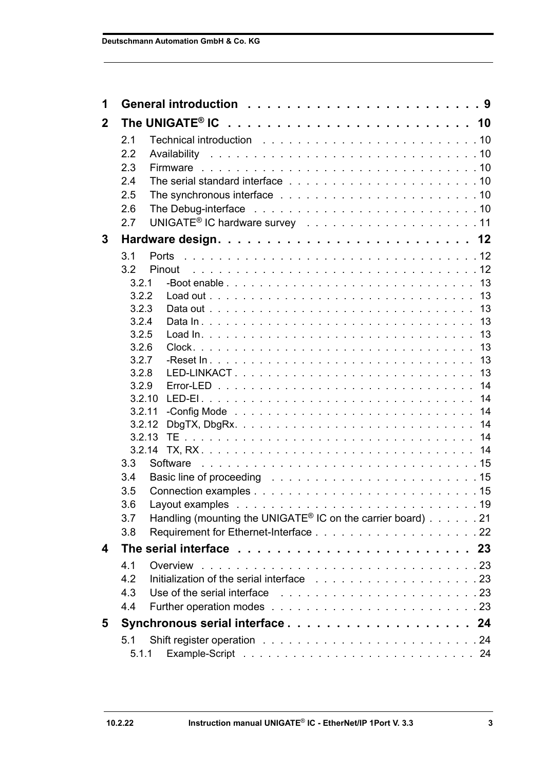| | | |
|---|---|---|
| **1** | **General introduction** | **9** |
| **2** | **The UNIGATE® IC** | **10** |
| 2.1 | Technical introduction | 10 |
| 2.2 | Availability | 10 |
| 2.3 | Firmware | 10 |
| 2.4 | The serial standard interface | 10 |
| 2.5 | The synchronous interface | 10 |
| 2.6 | The Debug-interface | 10 |
| 2.7 | UNIGATE® IC hardware survey | 11 |
| **3** | **Hardware design** | **12** |
| 3.1 | Ports | 12 |
| 3.2 | Pinout | 12 |
| 3.2.1 | -Boot enable | 13 |
| 3.2.2 | Load out | 13 |
| 3.2.3 | Data out | 13 |
| 3.2.4 | Data In | 13 |
| 3.2.5 | Load In | 13 |
| 3.2.6 | Clock | 13 |
| 3.2.7 | -Reset In | 13 |
| 3.2.8 | LED-LINKACT | 13 |
| 3.2.9 | Error-LED | 14 |
| 3.2.10 | LED-EI | 14 |
| 3.2.11 | -Config Mode | 14 |
| 3.2.12 | DbgTX, DbgRx | 14 |
| 3.2.13 | TE | 14 |
| 3.2.14 | TX, RX | 14 |
| 3.3 | Software | 15 |
| 3.4 | Basic line of proceeding | 15 |
| 3.5 | Connection examples | 15 |
| 3.6 | Layout examples | 19 |
| 3.7 | Handling (mounting the UNIGATE® IC on the carrier board) | 21 |
| 3.8 | Requirement for Ethernet-Interface | 22 |
| **4** | **The serial interface** | **23** |
| 4.1 | Overview | 23 |
| 4.2 | Initialization of the serial interface | 23 |
| 4.3 | Use of the serial interface | 23 |
| 4.4 | Further operation modes | 23 |
| **5** | **Synchronous serial interface** | **24** |
| 5.1 | Shift register operation | 24 |
| 5.1.1 | Example-Script | 24 |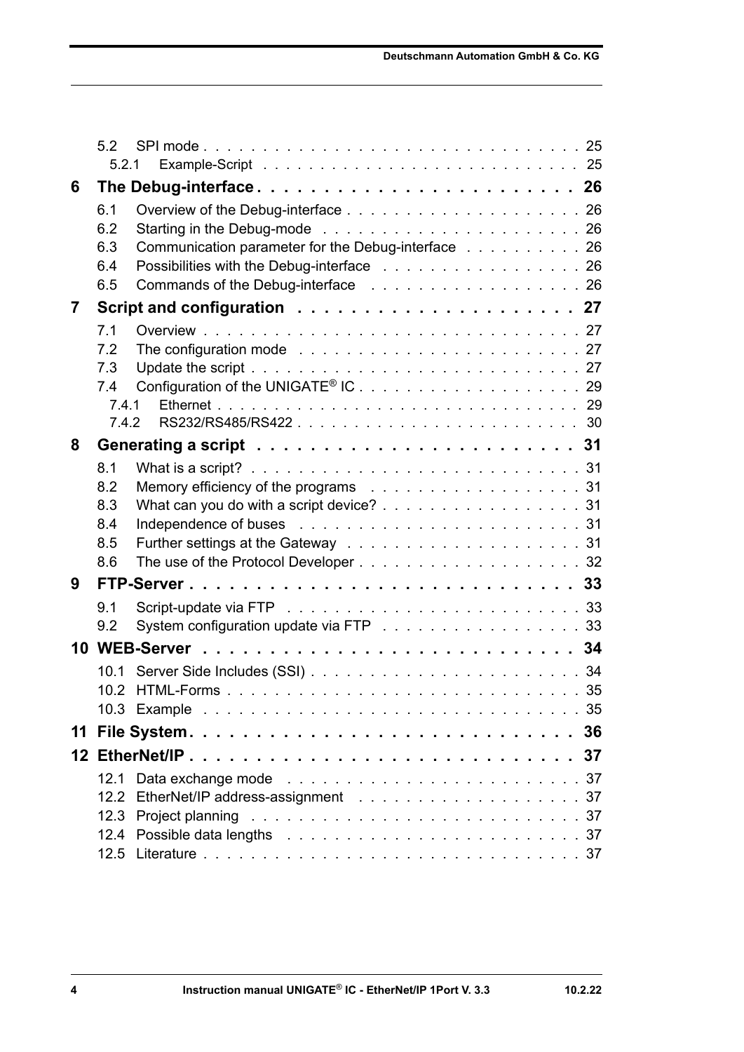- 5.2 SPI mode . . . . . . . . . . . . . . . . . . . . . . . . . . . . . . . . 25
  - 5.2.1 Example-Script . . . . . . . . . . . . . . . . . . . . . . . . . . . 25

**6 The Debug-interface . . . . . . . . . . . . . . . . . . . . . . . 26**

- 6.1 Overview of the Debug-interface . . . . . . . . . . . . . . . . . . . . 26
- 6.2 Starting in the Debug-mode . . . . . . . . . . . . . . . . . . . . . . 26
- 6.3 Communication parameter for the Debug-interface . . . . . . . . . . 26
- 6.4 Possibilities with the Debug-interface . . . . . . . . . . . . . . . . . 26
- 6.5 Commands of the Debug-interface . . . . . . . . . . . . . . . . . . 26

**7 Script and configuration . . . . . . . . . . . . . . . . . . . . 27**

- 7.1 Overview . . . . . . . . . . . . . . . . . . . . . . . . . . . . . . . . . 27
- 7.2 The configuration mode . . . . . . . . . . . . . . . . . . . . . . . . 27
- 7.3 Update the script . . . . . . . . . . . . . . . . . . . . . . . . . . . . 27
- 7.4 Configuration of the UNIGATE® IC . . . . . . . . . . . . . . . . . . 29
  - 7.4.1 Ethernet . . . . . . . . . . . . . . . . . . . . . . . . . . . . . . . 29
  - 7.4.2 RS232/RS485/RS422 . . . . . . . . . . . . . . . . . . . . . . . . 30

**8 Generating a script . . . . . . . . . . . . . . . . . . . . . . . 31**

- 8.1 What is a script? . . . . . . . . . . . . . . . . . . . . . . . . . . . . 31
- 8.2 Memory efficiency of the programs . . . . . . . . . . . . . . . . . . 31
- 8.3 What can you do with a script device? . . . . . . . . . . . . . . . . . 31
- 8.4 Independence of buses . . . . . . . . . . . . . . . . . . . . . . . . 31
- 8.5 Further settings at the Gateway . . . . . . . . . . . . . . . . . . . . 31
- 8.6 The use of the Protocol Developer . . . . . . . . . . . . . . . . . . . 32

**9 FTP-Server . . . . . . . . . . . . . . . . . . . . . . . . . . . . 33**

- 9.1 Script-update via FTP . . . . . . . . . . . . . . . . . . . . . . . . . 33
- 9.2 System configuration update via FTP . . . . . . . . . . . . . . . . . 33

**10 WEB-Server . . . . . . . . . . . . . . . . . . . . . . . . . . . 34**

- 10.1 Server Side Includes (SSI) . . . . . . . . . . . . . . . . . . . . . . 34
- 10.2 HTML-Forms . . . . . . . . . . . . . . . . . . . . . . . . . . . . . . 35
- 10.3 Example . . . . . . . . . . . . . . . . . . . . . . . . . . . . . . . . 35

**11 File System . . . . . . . . . . . . . . . . . . . . . . . . . . . 36**

**12 EtherNet/IP . . . . . . . . . . . . . . . . . . . . . . . . . . . 37**

- 12.1 Data exchange mode . . . . . . . . . . . . . . . . . . . . . . . . . 37
- 12.2 EtherNet/IP address-assignment . . . . . . . . . . . . . . . . . . . 37
- 12.3 Project planning . . . . . . . . . . . . . . . . . . . . . . . . . . . . 37
- 12.4 Possible data lengths . . . . . . . . . . . . . . . . . . . . . . . . . 37
- 12.5 Literature . . . . . . . . . . . . . . . . . . . . . . . . . . . . . . . 37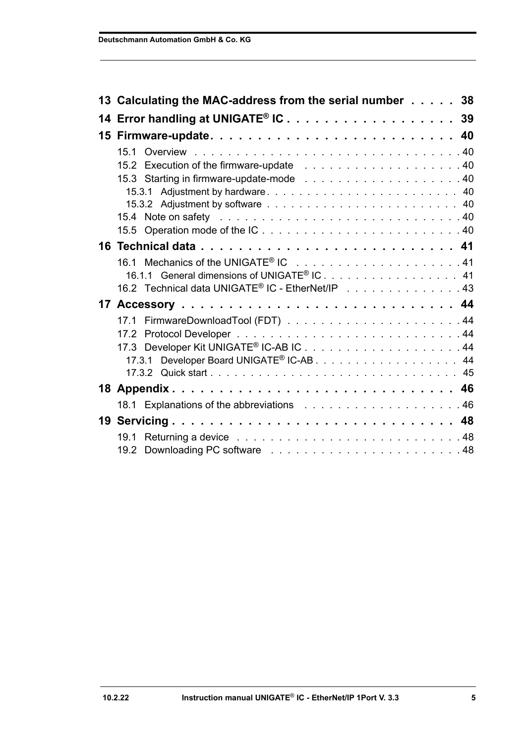13 Calculating the MAC-address from the serial number . . . . . 38

14 Error handling at UNIGATE® IC . . . . . . . . . . . . . . . . . . 39

15 Firmware-update . . . . . . . . . . . . . . . . . . . . . . . . . 40

- 15.1 Overview . . . . . . . . . . . . . . . . . . . . . . . . . . . . . . . 40
- 15.2 Execution of the firmware-update . . . . . . . . . . . . . . . . . . 40
- 15.3 Starting in firmware-update-mode . . . . . . . . . . . . . . . . . . 40
  - 15.3.1 Adjustment by hardware . . . . . . . . . . . . . . . . . . . . . . 40
  - 15.3.2 Adjustment by software . . . . . . . . . . . . . . . . . . . . . . 40
- 15.4 Note on safety . . . . . . . . . . . . . . . . . . . . . . . . . . . 40
- 15.5 Operation mode of the IC . . . . . . . . . . . . . . . . . . . . . . 40

16 Technical data . . . . . . . . . . . . . . . . . . . . . . . . . . 41

- 16.1 Mechanics of the UNIGATE® IC . . . . . . . . . . . . . . . . . . . 41
  - 16.1.1 General dimensions of UNIGATE® IC . . . . . . . . . . . . . . . . 41
- 16.2 Technical data UNIGATE® IC - EtherNet/IP . . . . . . . . . . . . . . 43

17 Accessory . . . . . . . . . . . . . . . . . . . . . . . . . . . . 44

- 17.1 FirmwareDownloadTool (FDT) . . . . . . . . . . . . . . . . . . . . 44
- 17.2 Protocol Developer . . . . . . . . . . . . . . . . . . . . . . . . . 44
- 17.3 Developer Kit UNIGATE® IC-AB IC . . . . . . . . . . . . . . . . . . 44
  - 17.3.1 Developer Board UNIGATE® IC-AB . . . . . . . . . . . . . . . . . 44
  - 17.3.2 Quick start . . . . . . . . . . . . . . . . . . . . . . . . . . . . 45

18 Appendix . . . . . . . . . . . . . . . . . . . . . . . . . . . . . 46

- 18.1 Explanations of the abbreviations . . . . . . . . . . . . . . . . . . 46

19 Servicing . . . . . . . . . . . . . . . . . . . . . . . . . . . . . 48

- 19.1 Returning a device . . . . . . . . . . . . . . . . . . . . . . . . . 48
- 19.2 Downloading PC software . . . . . . . . . . . . . . . . . . . . . . 48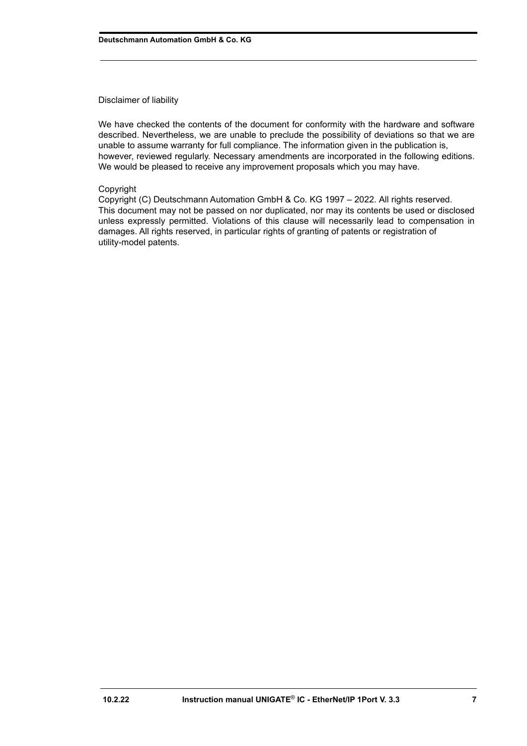Disclaimer of liability

We have checked the contents of the document for conformity with the hardware and software described. Nevertheless, we are unable to preclude the possibility of deviations so that we are unable to assume warranty for full compliance. The information given in the publication is, however, reviewed regularly. Necessary amendments are incorporated in the following editions. We would be pleased to receive any improvement proposals which you may have.

Copyright

Copyright (C) Deutschmann Automation GmbH & Co. KG 1997 – 2022. All rights reserved. This document may not be passed on nor duplicated, nor may its contents be used or disclosed unless expressly permitted. Violations of this clause will necessarily lead to compensation in damages. All rights reserved, in particular rights of granting of patents or registration of utility-model patents.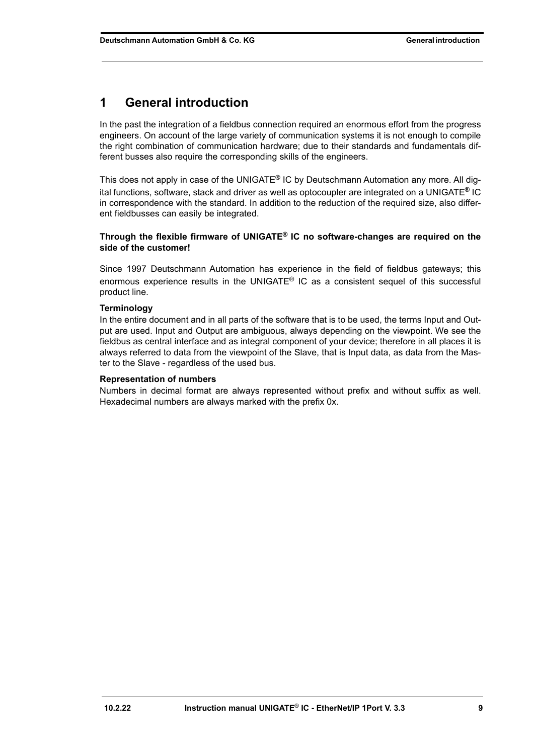# 1 General introduction

In the past the integration of a fieldbus connection required an enormous effort from the progress engineers. On account of the large variety of communication systems it is not enough to compile the right combination of communication hardware; due to their standards and fundamentals different busses also require the corresponding skills of the engineers.

This does not apply in case of the UNIGATE® IC by Deutschmann Automation any more. All digital functions, software, stack and driver as well as optocoupler are integrated on a UNIGATE® IC in correspondence with the standard. In addition to the reduction of the required size, also different fieldbusses can easily be integrated.

**Through the flexible firmware of UNIGATE® IC no software-changes are required on the side of the customer!**

Since 1997 Deutschmann Automation has experience in the field of fieldbus gateways; this enormous experience results in the UNIGATE® IC as a consistent sequel of this successful product line.

**Terminology**

In the entire document and in all parts of the software that is to be used, the terms Input and Output are used. Input and Output are ambiguous, always depending on the viewpoint. We see the fieldbus as central interface and as integral component of your device; therefore in all places it is always referred to data from the viewpoint of the Slave, that is Input data, as data from the Master to the Slave - regardless of the used bus.

**Representation of numbers**

Numbers in decimal format are always represented without prefix and without suffix as well. Hexadecimal numbers are always marked with the prefix 0x.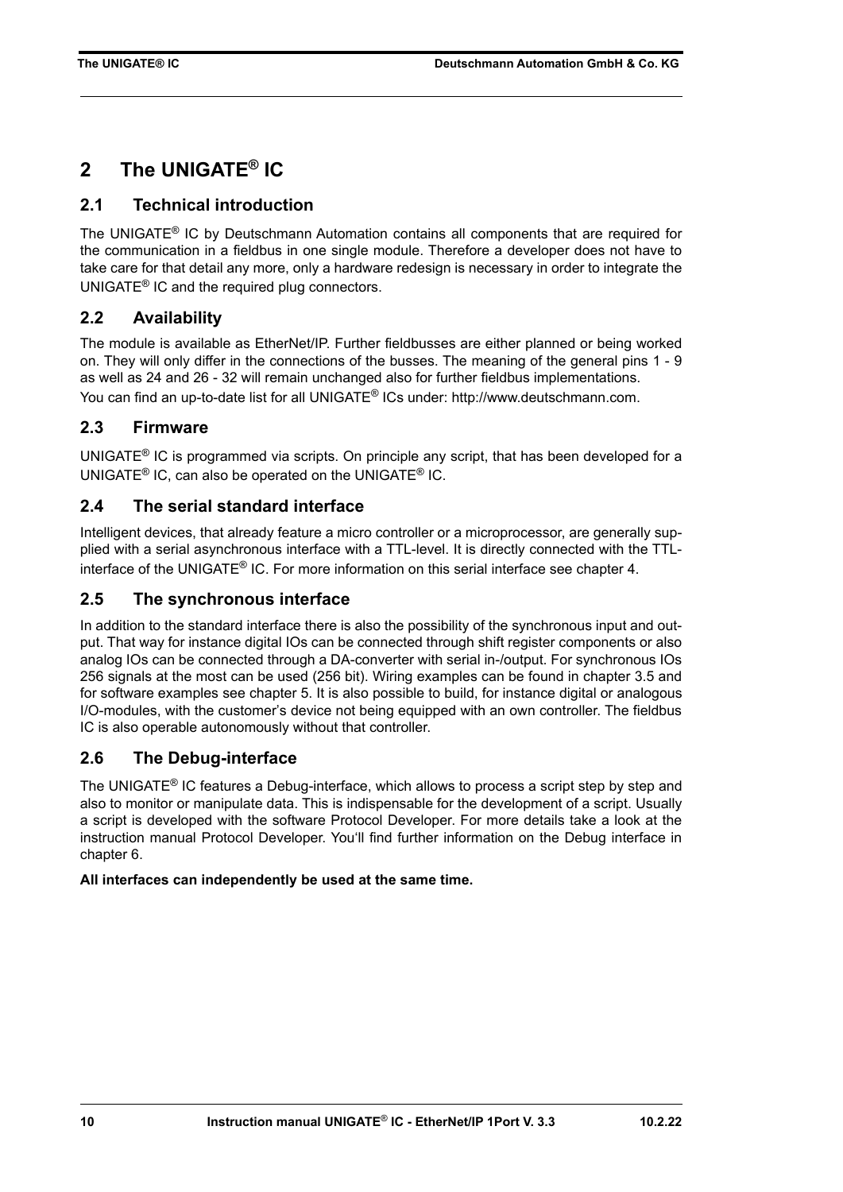# 2 The UNIGATE® IC

## 2.1 Technical introduction

The UNIGATE® IC by Deutschmann Automation contains all components that are required for the communication in a fieldbus in one single module. Therefore a developer does not have to take care for that detail any more, only a hardware redesign is necessary in order to integrate the UNIGATE® IC and the required plug connectors.

## 2.2 Availability

The module is available as EtherNet/IP. Further fieldbusses are either planned or being worked on. They will only differ in the connections of the busses. The meaning of the general pins 1 - 9 as well as 24 and 26 - 32 will remain unchanged also for further fieldbus implementations.
You can find an up-to-date list for all UNIGATE® ICs under: http://www.deutschmann.com.

## 2.3 Firmware

UNIGATE® IC is programmed via scripts. On principle any script, that has been developed for a UNIGATE® IC, can also be operated on the UNIGATE® IC.

## 2.4 The serial standard interface

Intelligent devices, that already feature a micro controller or a microprocessor, are generally supplied with a serial asynchronous interface with a TTL-level. It is directly connected with the TTL-interface of the UNIGATE® IC. For more information on this serial interface see chapter 4.

## 2.5 The synchronous interface

In addition to the standard interface there is also the possibility of the synchronous input and output. That way for instance digital IOs can be connected through shift register components or also analog IOs can be connected through a DA-converter with serial in-/output. For synchronous IOs 256 signals at the most can be used (256 bit). Wiring examples can be found in chapter 3.5 and for software examples see chapter 5. It is also possible to build, for instance digital or analogous I/O-modules, with the customer's device not being equipped with an own controller. The fieldbus IC is also operable autonomously without that controller.

## 2.6 The Debug-interface

The UNIGATE® IC features a Debug-interface, which allows to process a script step by step and also to monitor or manipulate data. This is indispensable for the development of a script. Usually a script is developed with the software Protocol Developer. For more details take a look at the instruction manual Protocol Developer. You'll find further information on the Debug interface in chapter 6.

**All interfaces can independently be used at the same time.**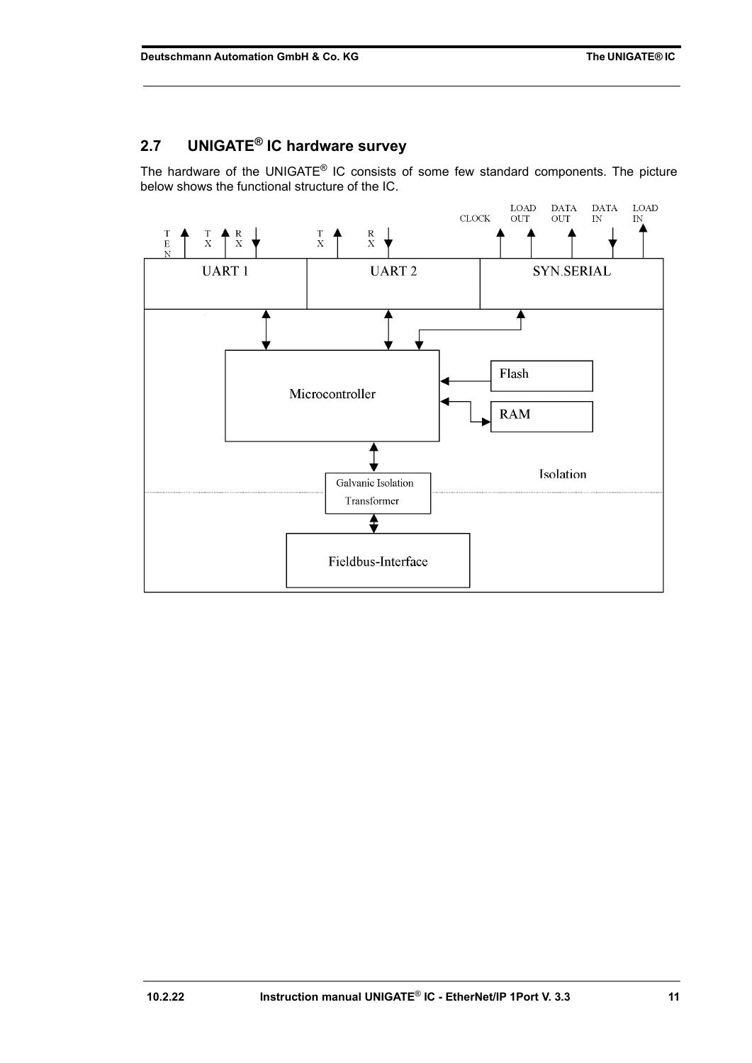## 2.7 UNIGATE® IC hardware survey

The hardware of the UNIGATE® IC consists of some few standard components. The picture below shows the functional structure of the IC.

TEN TX RX | TX RX | CLOCK LOAD OUT DATA OUT DATA IN LOAD IN

UART 1 | UART 2 | SYN.SERIAL

Microcontroller

Flash

RAM

Isolation

Galvanic Isolation Transformer

Fieldbus-Interface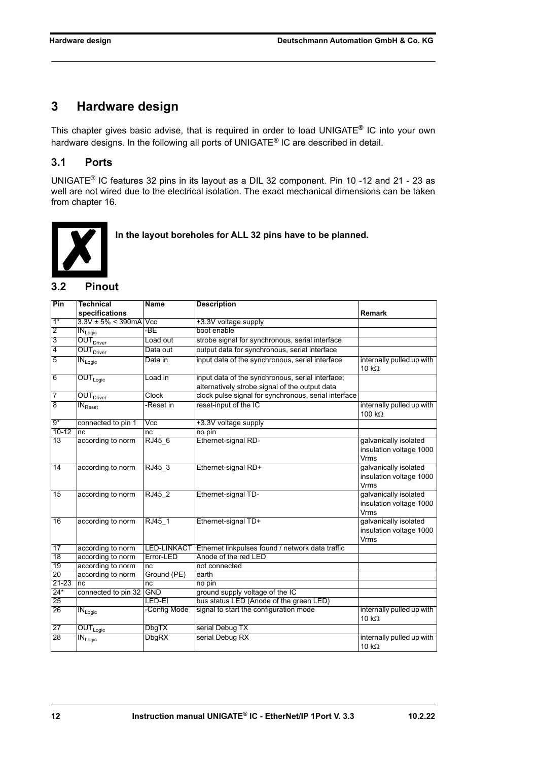# 3 Hardware design

This chapter gives basic advise, that is required in order to load UNIGATE® IC into your own hardware designs. In the following all ports of UNIGATE® IC are described in detail.

## 3.1 Ports

UNIGATE® IC features 32 pins in its layout as a DIL 32 component. Pin 10 -12 and 21 - 23 as well are not wired due to the electrical isolation. The exact mechanical dimensions can be taken from chapter 16.

**In the layout boreholes for ALL 32 pins have to be planned.**

## 3.2 Pinout

| Pin | Technical specifications | Name | Description | Remark |
|---|---|---|---|---|
| 1* | 3.3V ± 5% < 390mA | Vcc | +3.3V voltage supply | |
| 2 | $IN_{Logic}$ | -BE | boot enable | |
| 3 | $OUT_{Driver}$ | Load out | strobe signal for synchronous, serial interface | |
| 4 | $OUT_{Driver}$ | Data out | output data for synchronous, serial interface | |
| 5 | $IN_{Logic}$ | Data in | input data of the synchronous, serial interface | internally pulled up with 10 kΩ |
| 6 | $OUT_{Logic}$ | Load in | input data of the synchronous, serial interface; alternatively strobe signal of the output data | |
| 7 | $OUT_{Driver}$ | Clock | clock pulse signal for synchronous, serial interface | |
| 8 | $IN_{Reset}$ | -Reset in | reset-input of the IC | internally pulled up with 100 kΩ |
| 9* | connected to pin 1 | Vcc | +3.3V voltage supply | |
| 10-12 | nc | nc | no pin | |
| 13 | according to norm | RJ45_6 | Ethernet-signal RD- | galvanically isolated insulation voltage 1000 Vrms |
| 14 | according to norm | RJ45_3 | Ethernet-signal RD+ | galvanically isolated insulation voltage 1000 Vrms |
| 15 | according to norm | RJ45_2 | Ethernet-signal TD- | galvanically isolated insulation voltage 1000 Vrms |
| 16 | according to norm | RJ45_1 | Ethernet-signal TD+ | galvanically isolated insulation voltage 1000 Vrms |
| 17 | according to norm | LED-LINKACT | Ethernet linkpulses found / network data traffic | |
| 18 | according to norm | Error-LED | Anode of the red LED | |
| 19 | according to norm | nc | not connected | |
| 20 | according to norm | Ground (PE) | earth | |
| 21-23 | nc | nc | no pin | |
| 24* | connected to pin 32 | GND | ground supply voltage of the IC | |
| 25 | | LED-EI | bus status LED (Anode of the green LED) | |
| 26 | $IN_{Logic}$ | -Config Mode | signal to start the configuration mode | internally pulled up with 10 kΩ |
| 27 | $OUT_{Logic}$ | DbgTX | serial Debug TX | |
| 28 | $IN_{Logic}$ | DbgRX | serial Debug RX | internally pulled up with 10 kΩ |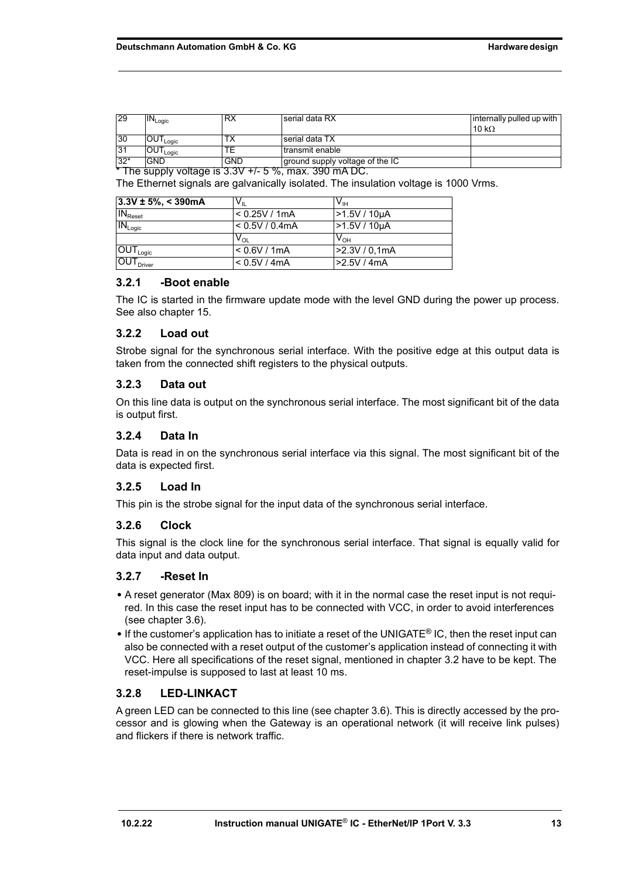| 29 | $IN_{Logic}$ | RX | serial data RX | internally pulled up with 10 kΩ |
|---|---|---|---|---|
| 30 | $OUT_{Logic}$ | TX | serial data TX | |
| 31 | $OUT_{Logic}$ | TE | transmit enable | |
| 32* | GND | GND | ground supply voltage of the IC | |

* The supply voltage is 3.3V +/- 5 %, max. 390 mA DC.

The Ethernet signals are galvanically isolated. The insulation voltage is 1000 Vrms.

| **3.3V ± 5%, < 390mA** | $V_{IL}$ | $V_{IH}$ |
|---|---|---|
| $IN_{Reset}$ | < 0.25V / 1mA | >1.5V / 10µA |
| $IN_{Logic}$ | < 0.5V / 0.4mA | >1.5V / 10µA |
| | $V_{OL}$ | $V_{OH}$ |
| $OUT_{Logic}$ | < 0.6V / 1mA | >2.3V / 0,1mA |
| $OUT_{Driver}$ | < 0.5V / 4mA | >2.5V / 4mA |

### 3.2.1 -Boot enable

The IC is started in the firmware update mode with the level GND during the power up process. See also chapter 15.

### 3.2.2 Load out

Strobe signal for the synchronous serial interface. With the positive edge at this output data is taken from the connected shift registers to the physical outputs.

### 3.2.3 Data out

On this line data is output on the synchronous serial interface. The most significant bit of the data is output first.

### 3.2.4 Data In

Data is read in on the synchronous serial interface via this signal. The most significant bit of the data is expected first.

### 3.2.5 Load In

This pin is the strobe signal for the input data of the synchronous serial interface.

### 3.2.6 Clock

This signal is the clock line for the synchronous serial interface. That signal is equally valid for data input and data output.

### 3.2.7 -Reset In

- A reset generator (Max 809) is on board; with it in the normal case the reset input is not required. In this case the reset input has to be connected with VCC, in order to avoid interferences (see chapter 3.6).
- If the customer's application has to initiate a reset of the UNIGATE® IC, then the reset input can also be connected with a reset output of the customer's application instead of connecting it with VCC. Here all specifications of the reset signal, mentioned in chapter 3.2 have to be kept. The reset-impulse is supposed to last at least 10 ms.

### 3.2.8 LED-LINKACT

A green LED can be connected to this line (see chapter 3.6). This is directly accessed by the processor and is glowing when the Gateway is an operational network (it will receive link pulses) and flickers if there is network traffic.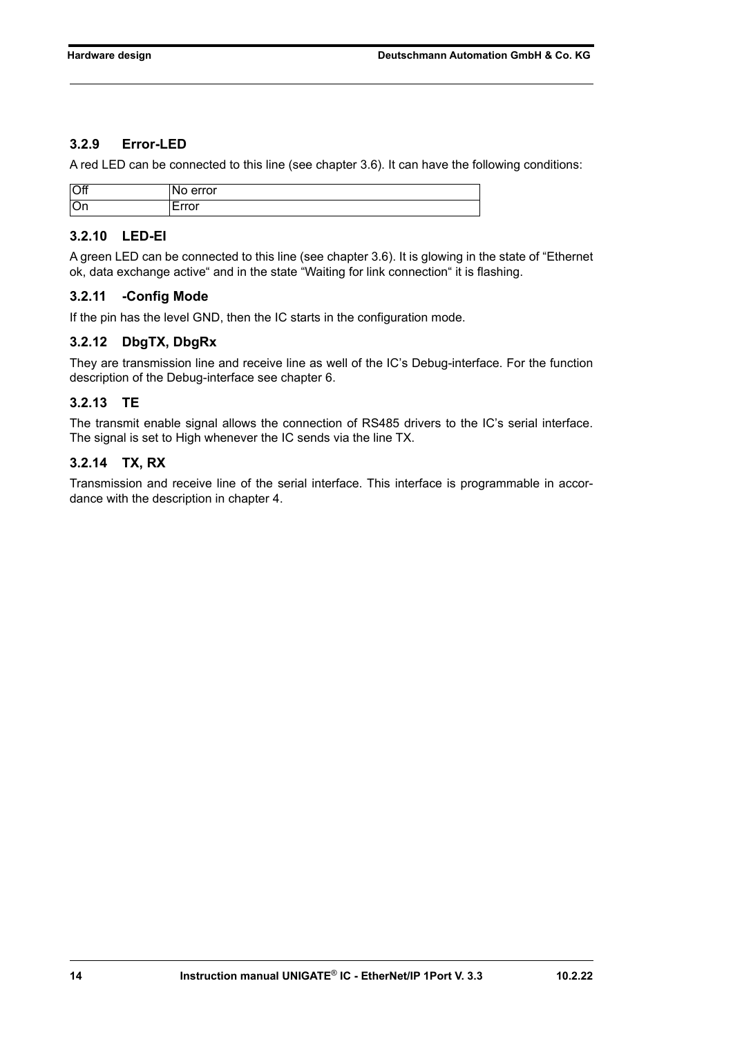### 3.2.9 Error-LED

A red LED can be connected to this line (see chapter 3.6). It can have the following conditions:

| Off | No error |
|---|---|
| On | Error |

### 3.2.10 LED-EI

A green LED can be connected to this line (see chapter 3.6). It is glowing in the state of “Ethernet ok, data exchange active“ and in the state “Waiting for link connection“ it is flashing.

### 3.2.11 -Config Mode

If the pin has the level GND, then the IC starts in the configuration mode.

### 3.2.12 DbgTX, DbgRx

They are transmission line and receive line as well of the IC’s Debug-interface. For the function description of the Debug-interface see chapter 6.

### 3.2.13 TE

The transmit enable signal allows the connection of RS485 drivers to the IC’s serial interface. The signal is set to High whenever the IC sends via the line TX.

### 3.2.14 TX, RX

Transmission and receive line of the serial interface. This interface is programmable in accordance with the description in chapter 4.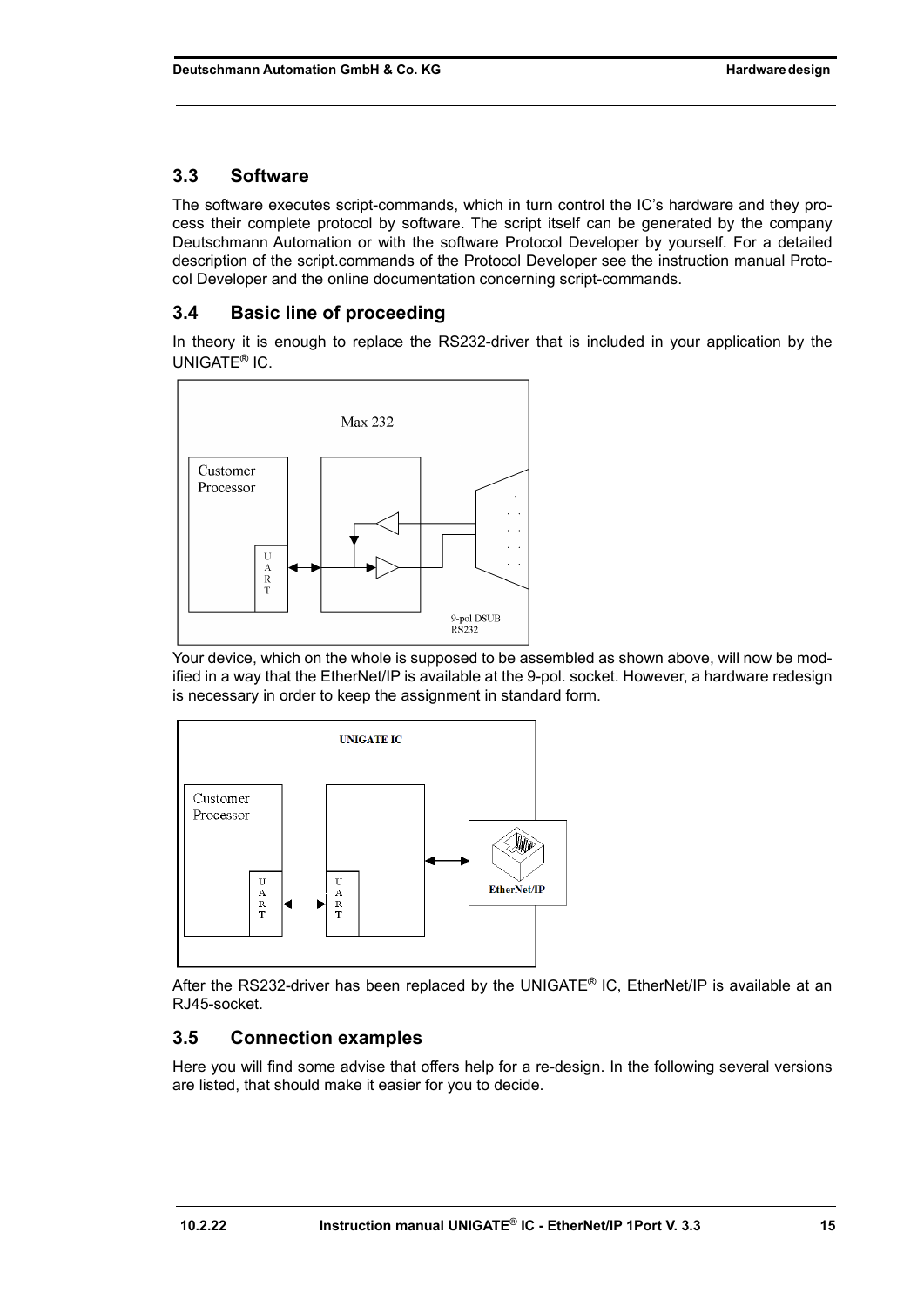## 3.3 Software

The software executes script-commands, which in turn control the IC's hardware and they process their complete protocol by software. The script itself can be generated by the company Deutschmann Automation or with the software Protocol Developer by yourself. For a detailed description of the script.commands of the Protocol Developer see the instruction manual Protocol Developer and the online documentation concerning script-commands.

## 3.4 Basic line of proceeding

In theory it is enough to replace the RS232-driver that is included in your application by the UNIGATE® IC.

Your device, which on the whole is supposed to be assembled as shown above, will now be modified in a way that the EtherNet/IP is available at the 9-pol. socket. However, a hardware redesign is necessary in order to keep the assignment in standard form.

After the RS232-driver has been replaced by the UNIGATE® IC, EtherNet/IP is available at an RJ45-socket.

## 3.5 Connection examples

Here you will find some advise that offers help for a re-design. In the following several versions are listed, that should make it easier for you to decide.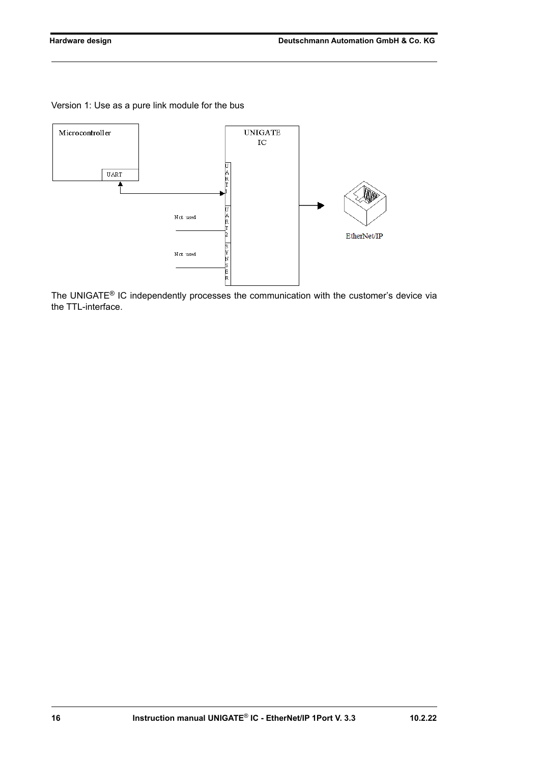Version 1: Use as a pure link module for the bus

The UNIGATE® IC independently processes the communication with the customer’s device via the TTL-interface.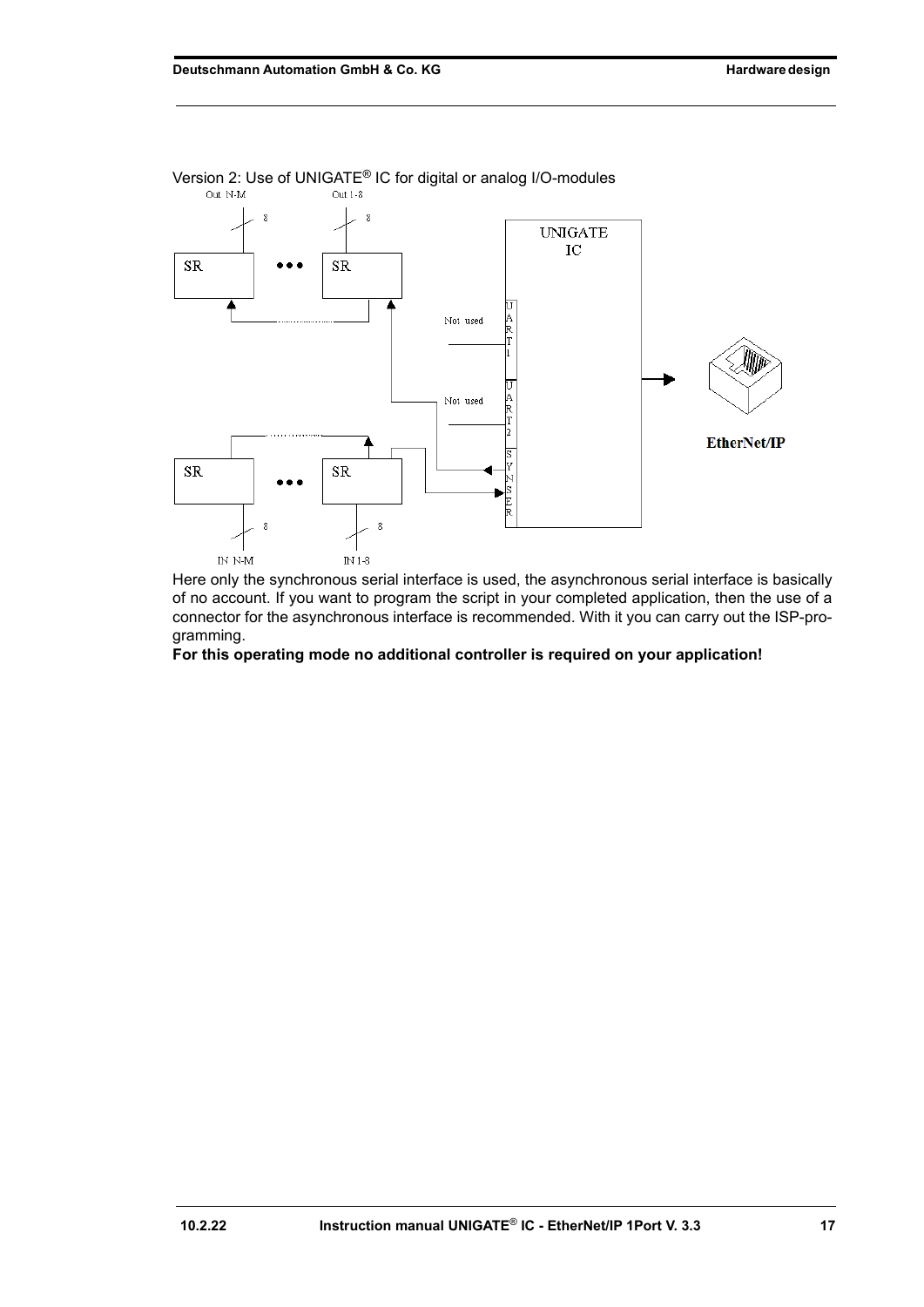Version 2: Use of UNIGATE® IC for digital or analog I/O-modules

Here only the synchronous serial interface is used, the asynchronous serial interface is basically of no account. If you want to program the script in your completed application, then the use of a connector for the asynchronous interface is recommended. With it you can carry out the ISP-programming.

**For this operating mode no additional controller is required on your application!**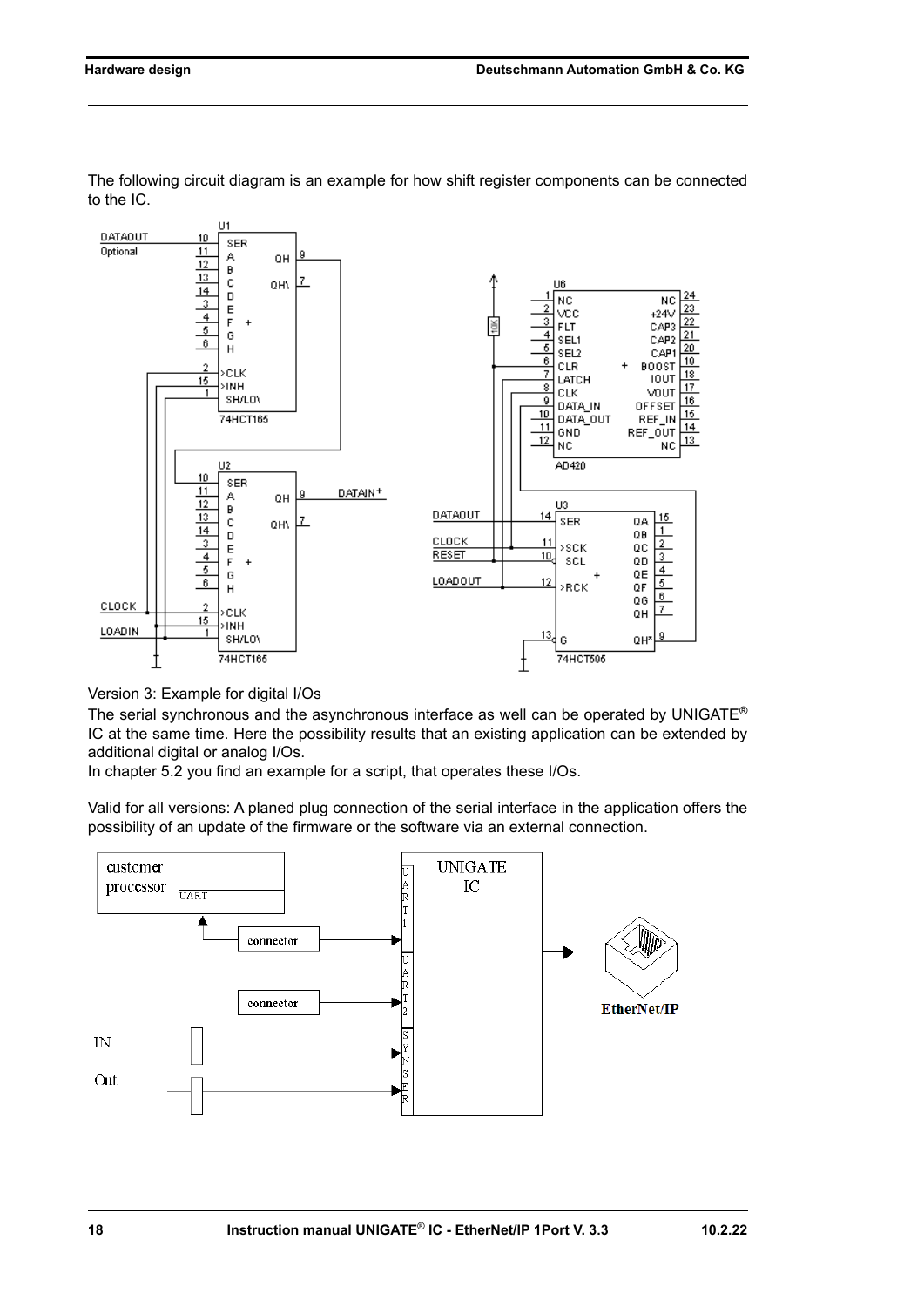The following circuit diagram is an example for how shift register components can be connected to the IC.

Version 3: Example for digital I/Os

The serial synchronous and the asynchronous interface as well can be operated by UNIGATE® IC at the same time. Here the possibility results that an existing application can be extended by additional digital or analog I/Os.

In chapter 5.2 you find an example for a script, that operates these I/Os.

Valid for all versions: A planed plug connection of the serial interface in the application offers the possibility of an update of the firmware or the software via an external connection.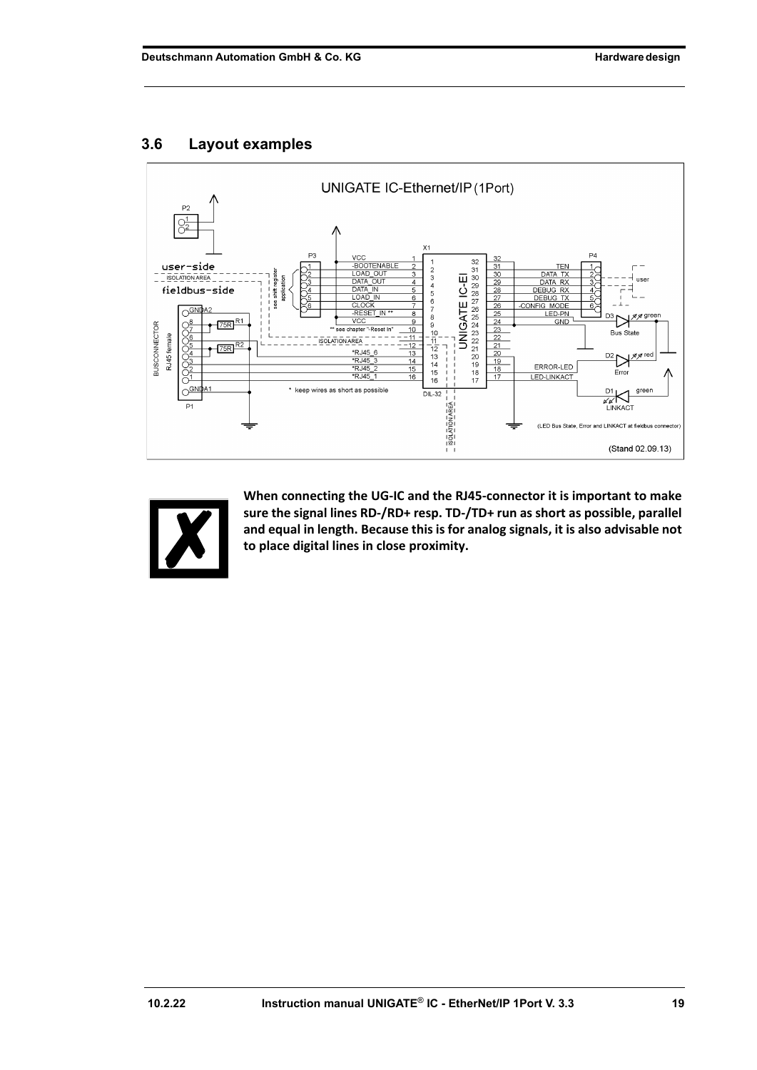## 3.6 Layout examples

**When connecting the UG-IC and the RJ45-connector it is important to make sure the signal lines RD-/RD+ resp. TD-/TD+ run as short as possible, parallel and equal in length. Because this is for analog signals, it is also advisable not to place digital lines in close proximity.**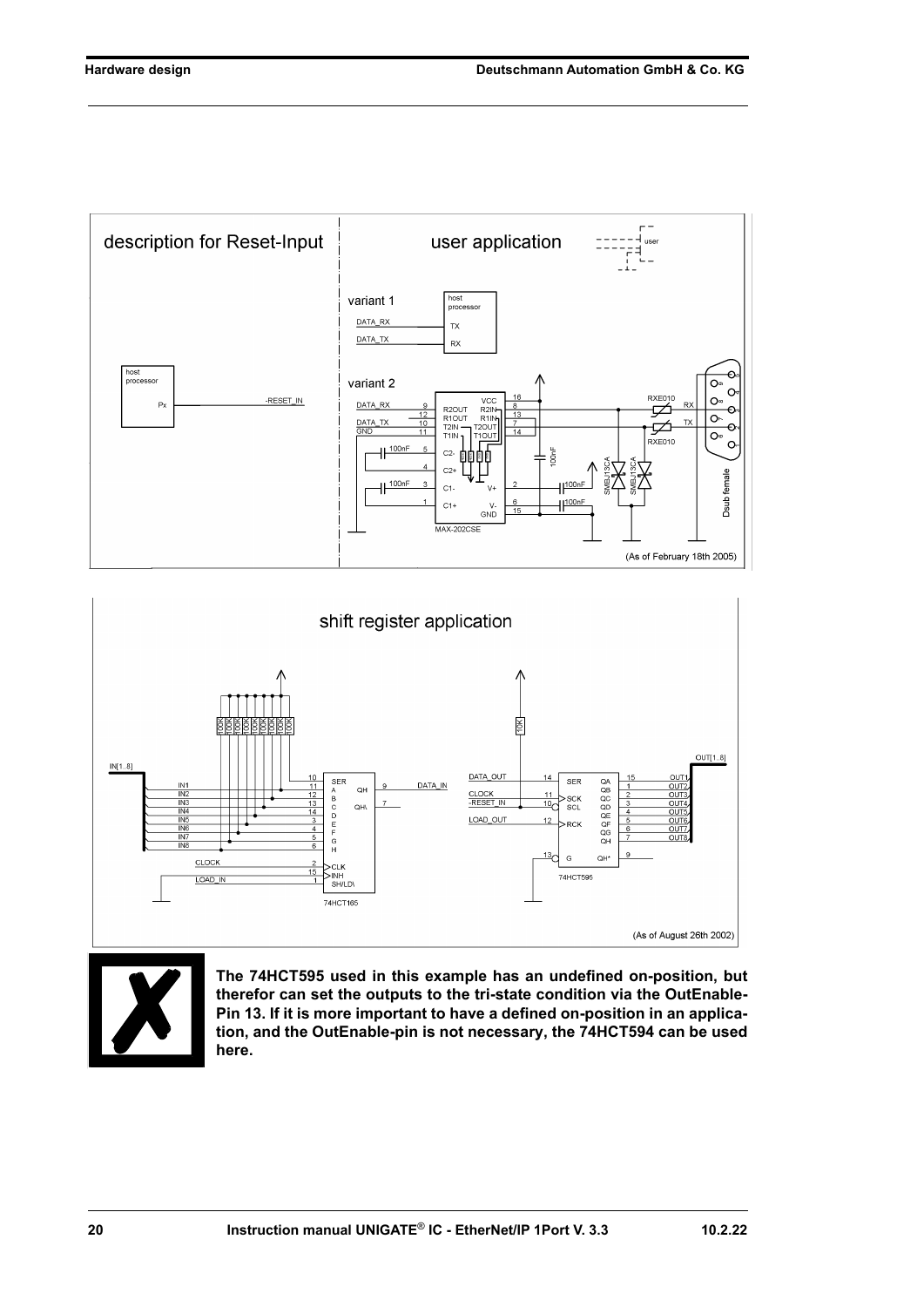description for Reset-Input

user application

variant 1

variant 2

(As of February 18th 2005)

shift register application

(As of August 26th 2002)

**The 74HCT595 used in this example has an undefined on-position, but therefor can set the outputs to the tri-state condition via the OutEnable-Pin 13. If it is more important to have a defined on-position in an application, and the OutEnable-pin is not necessary, the 74HCT594 can be used here.**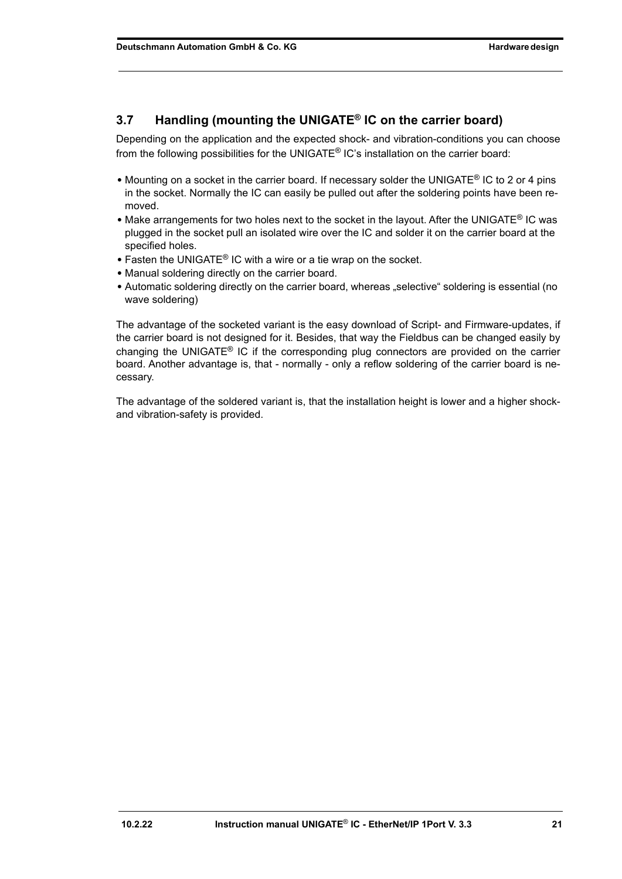### 3.7 Handling (mounting the UNIGATE® IC on the carrier board)

Depending on the application and the expected shock- and vibration-conditions you can choose from the following possibilities for the UNIGATE® IC's installation on the carrier board:

- Mounting on a socket in the carrier board. If necessary solder the UNIGATE® IC to 2 or 4 pins in the socket. Normally the IC can easily be pulled out after the soldering points have been removed.
- Make arrangements for two holes next to the socket in the layout. After the UNIGATE® IC was plugged in the socket pull an isolated wire over the IC and solder it on the carrier board at the specified holes.
- Fasten the UNIGATE® IC with a wire or a tie wrap on the socket.
- Manual soldering directly on the carrier board.
- Automatic soldering directly on the carrier board, whereas „selective" soldering is essential (no wave soldering)

The advantage of the socketed variant is the easy download of Script- and Firmware-updates, if the carrier board is not designed for it. Besides, that way the Fieldbus can be changed easily by changing the UNIGATE® IC if the corresponding plug connectors are provided on the carrier board. Another advantage is, that - normally - only a reflow soldering of the carrier board is necessary.

The advantage of the soldered variant is, that the installation height is lower and a higher shock- and vibration-safety is provided.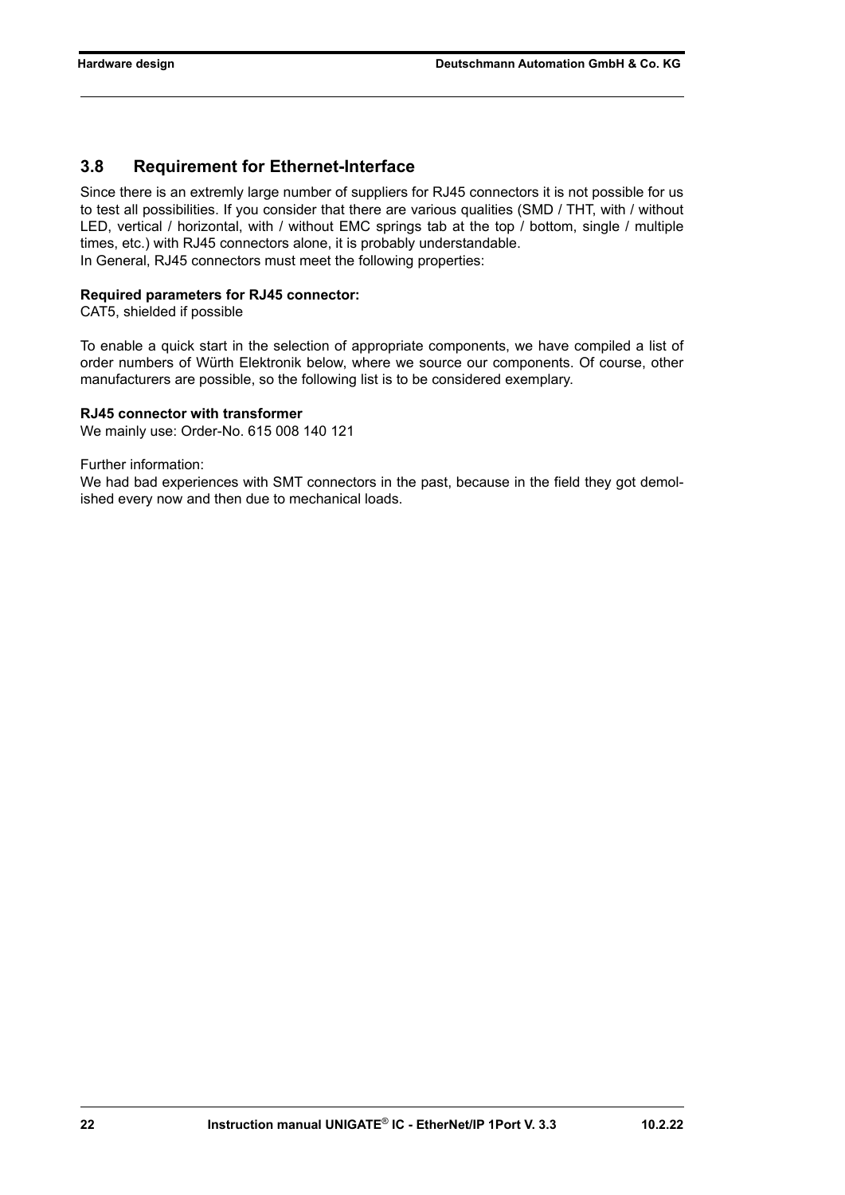## 3.8 Requirement for Ethernet-Interface

Since there is an extremly large number of suppliers for RJ45 connectors it is not possible for us to test all possibilities. If you consider that there are various qualities (SMD / THT, with / without LED, vertical / horizontal, with / without EMC springs tab at the top / bottom, single / multiple times, etc.) with RJ45 connectors alone, it is probably understandable.
In General, RJ45 connectors must meet the following properties:

**Required parameters for RJ45 connector:**
CAT5, shielded if possible

To enable a quick start in the selection of appropriate components, we have compiled a list of order numbers of Würth Elektronik below, where we source our components. Of course, other manufacturers are possible, so the following list is to be considered exemplary.

**RJ45 connector with transformer**
We mainly use: Order-No. 615 008 140 121

Further information:
We had bad experiences with SMT connectors in the past, because in the field they got demolished every now and then due to mechanical loads.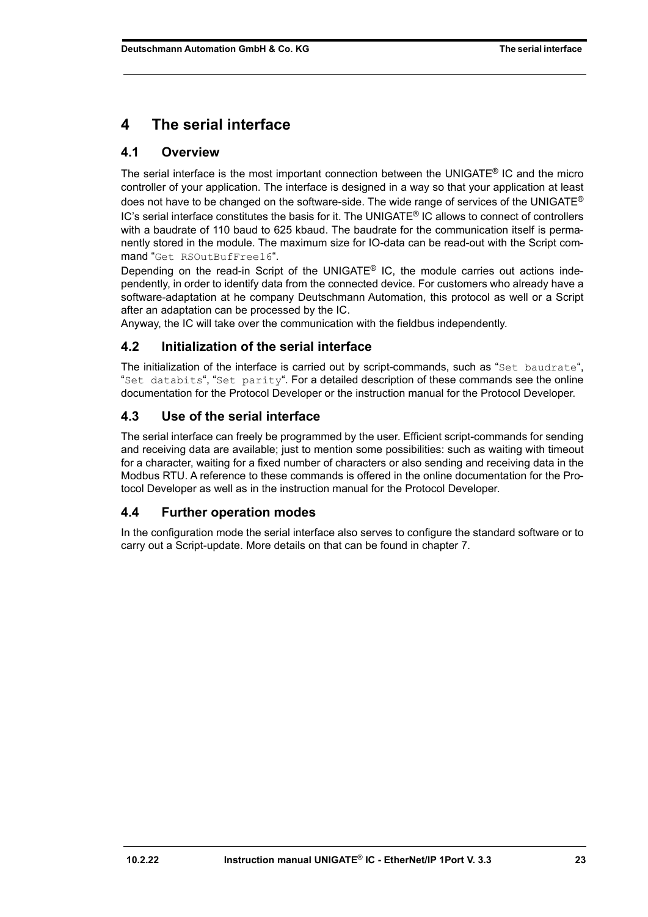# 4 The serial interface

## 4.1 Overview

The serial interface is the most important connection between the UNIGATE® IC and the micro controller of your application. The interface is designed in a way so that your application at least does not have to be changed on the software-side. The wide range of services of the UNIGATE® IC's serial interface constitutes the basis for it. The UNIGATE® IC allows to connect of controllers with a baudrate of 110 baud to 625 kbaud. The baudrate for the communication itself is permanently stored in the module. The maximum size for IO-data can be read-out with the Script command "`Get RSOutBufFree16`".

Depending on the read-in Script of the UNIGATE® IC, the module carries out actions independently, in order to identify data from the connected device. For customers who already have a software-adaptation at he company Deutschmann Automation, this protocol as well or a Script after an adaptation can be processed by the IC.

Anyway, the IC will take over the communication with the fieldbus independently.

## 4.2 Initialization of the serial interface

The initialization of the interface is carried out by script-commands, such as "`Set baudrate`", "`Set databits`", "`Set parity`". For a detailed description of these commands see the online documentation for the Protocol Developer or the instruction manual for the Protocol Developer.

## 4.3 Use of the serial interface

The serial interface can freely be programmed by the user. Efficient script-commands for sending and receiving data are available; just to mention some possibilities: such as waiting with timeout for a character, waiting for a fixed number of characters or also sending and receiving data in the Modbus RTU. A reference to these commands is offered in the online documentation for the Protocol Developer as well as in the instruction manual for the Protocol Developer.

## 4.4 Further operation modes

In the configuration mode the serial interface also serves to configure the standard software or to carry out a Script-update. More details on that can be found in chapter 7.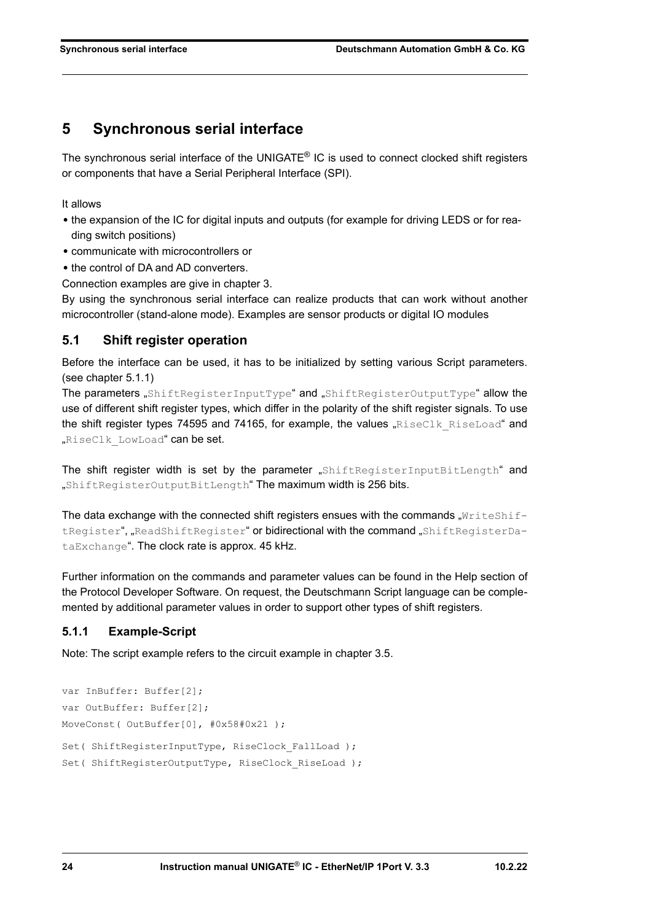# 5 Synchronous serial interface

The synchronous serial interface of the UNIGATE® IC is used to connect clocked shift registers or components that have a Serial Peripheral Interface (SPI).

It allows

- the expansion of the IC for digital inputs and outputs (for example for driving LEDS or for reading switch positions)
- communicate with microcontrollers or
- the control of DA and AD converters.

Connection examples are give in chapter 3.

By using the synchronous serial interface can realize products that can work without another microcontroller (stand-alone mode). Examples are sensor products or digital IO modules

## 5.1 Shift register operation

Before the interface can be used, it has to be initialized by setting various Script parameters. (see chapter 5.1.1)

The parameters „`ShiftRegisterInputType`“ and „`ShiftRegisterOutputType`“ allow the use of different shift register types, which differ in the polarity of the shift register signals. To use the shift register types 74595 and 74165, for example, the values „`RiseClk_RiseLoad`“ and „`RiseClk_LowLoad`“ can be set.

The shift register width is set by the parameter „`ShiftRegisterInputBitLength`“ and „`ShiftRegisterOutputBitLength`“ The maximum width is 256 bits.

The data exchange with the connected shift registers ensues with the commands „`WriteShiftRegister`“, „`ReadShiftRegister`“ or bidirectional with the command „`ShiftRegisterDataExchange`“. The clock rate is approx. 45 kHz.

Further information on the commands and parameter values can be found in the Help section of the Protocol Developer Software. On request, the Deutschmann Script language can be complemented by additional parameter values in order to support other types of shift registers.

### 5.1.1 Example-Script

Note: The script example refers to the circuit example in chapter 3.5.

```
var InBuffer: Buffer[2];
var OutBuffer: Buffer[2];
MoveConst( OutBuffer[0], #0x58#0x21 );
Set( ShiftRegisterInputType, RiseClock_FallLoad );
Set( ShiftRegisterOutputType, RiseClock_RiseLoad );
```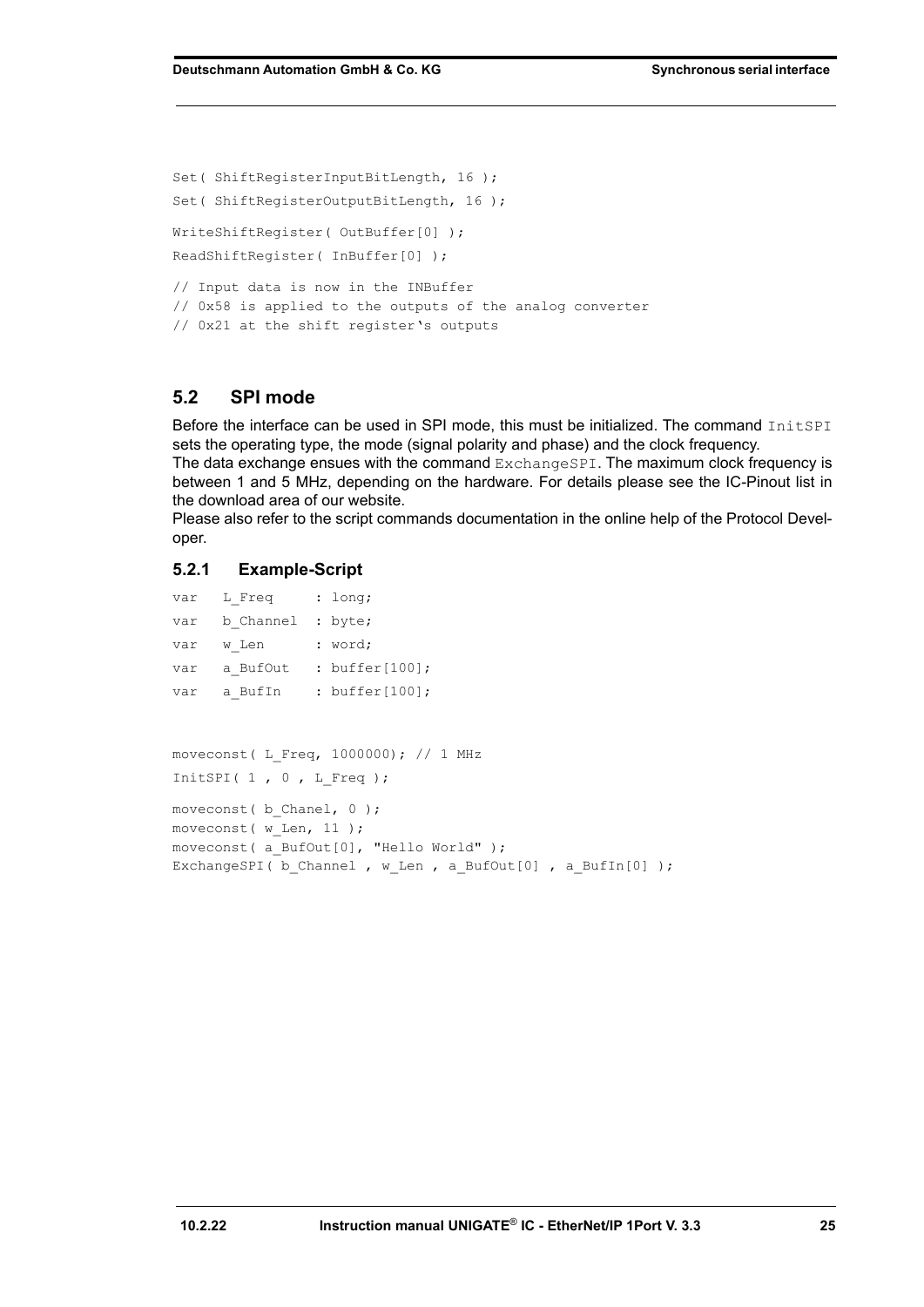```
Set( ShiftRegisterInputBitLength, 16 );
Set( ShiftRegisterOutputBitLength, 16 );
WriteShiftRegister( OutBuffer[0] );
ReadShiftRegister( InBuffer[0] );
// Input data is now in the INBuffer
// 0x58 is applied to the outputs of the analog converter
// 0x21 at the shift register's outputs
```

## 5.2 SPI mode

Before the interface can be used in SPI mode, this must be initialized. The command `InitSPI` sets the operating type, the mode (signal polarity and phase) and the clock frequency.
The data exchange ensues with the command `ExchangeSPI`. The maximum clock frequency is between 1 and 5 MHz, depending on the hardware. For details please see the IC-Pinout list in the download area of our website.
Please also refer to the script commands documentation in the online help of the Protocol Developer.

### 5.2.1 Example-Script

```
var   L_Freq      : long;
var   b_Channel   : byte;
var   w_Len       : word;
var   a_BufOut    : buffer[100];
var   a_BufIn     : buffer[100];


moveconst( L_Freq, 1000000); // 1 MHz
InitSPI( 1 , 0 , L_Freq );
moveconst( b_Chanel, 0 );
moveconst( w_Len, 11 );
moveconst( a_BufOut[0], "Hello World" );
ExchangeSPI( b_Channel , w_Len , a_BufOut[0] , a_BufIn[0] );
```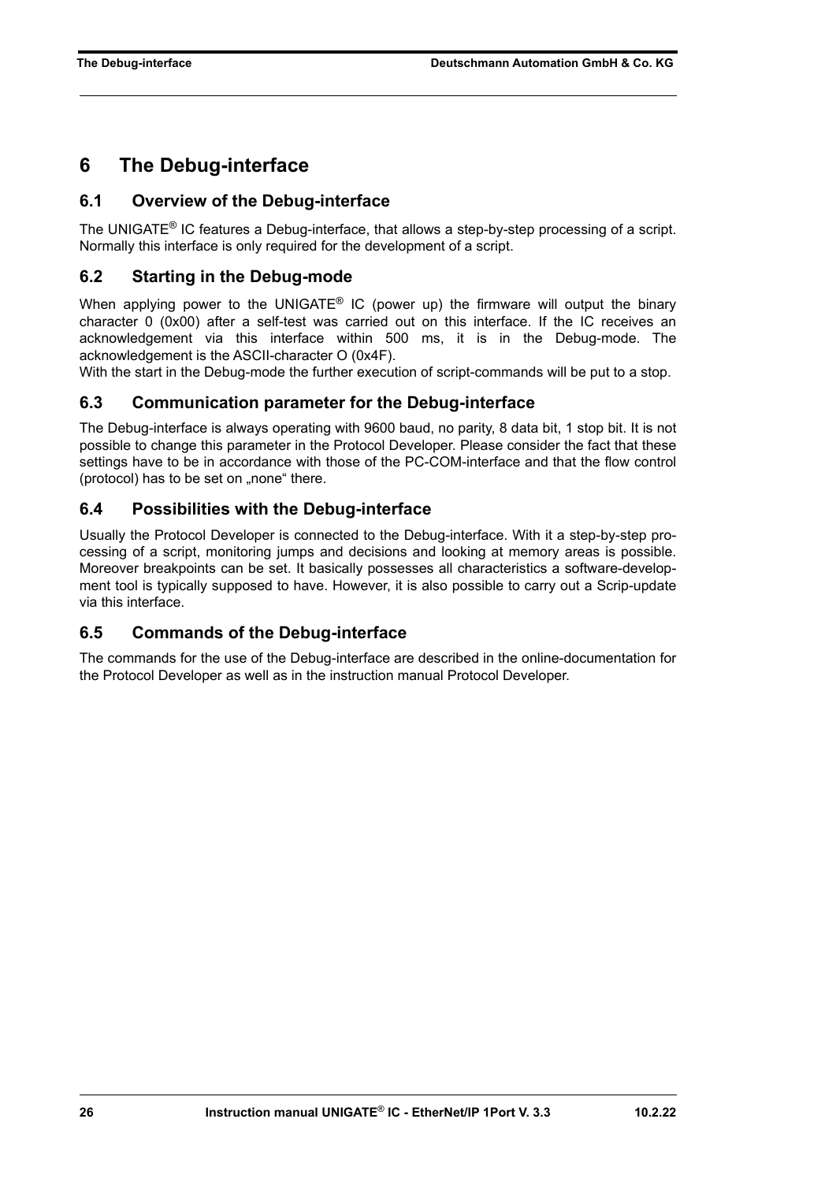# 6 The Debug-interface

## 6.1 Overview of the Debug-interface

The UNIGATE® IC features a Debug-interface, that allows a step-by-step processing of a script. Normally this interface is only required for the development of a script.

## 6.2 Starting in the Debug-mode

When applying power to the UNIGATE® IC (power up) the firmware will output the binary character 0 (0x00) after a self-test was carried out on this interface. If the IC receives an acknowledgement via this interface within 500 ms, it is in the Debug-mode. The acknowledgement is the ASCII-character O (0x4F).
With the start in the Debug-mode the further execution of script-commands will be put to a stop.

## 6.3 Communication parameter for the Debug-interface

The Debug-interface is always operating with 9600 baud, no parity, 8 data bit, 1 stop bit. It is not possible to change this parameter in the Protocol Developer. Please consider the fact that these settings have to be in accordance with those of the PC-COM-interface and that the flow control (protocol) has to be set on „none" there.

## 6.4 Possibilities with the Debug-interface

Usually the Protocol Developer is connected to the Debug-interface. With it a step-by-step processing of a script, monitoring jumps and decisions and looking at memory areas is possible. Moreover breakpoints can be set. It basically possesses all characteristics a software-development tool is typically supposed to have. However, it is also possible to carry out a Scrip-update via this interface.

## 6.5 Commands of the Debug-interface

The commands for the use of the Debug-interface are described in the online-documentation for the Protocol Developer as well as in the instruction manual Protocol Developer.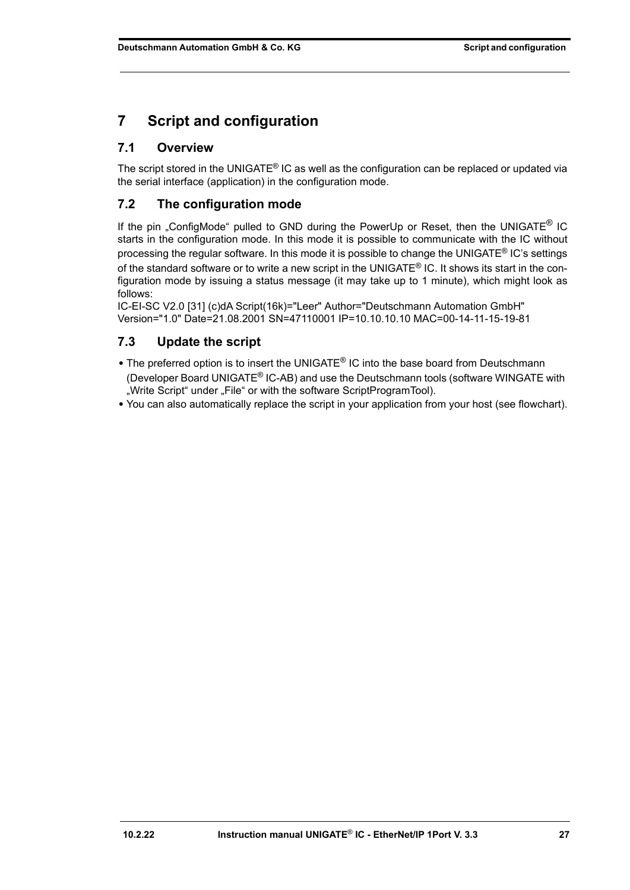# 7 Script and configuration

## 7.1 Overview

The script stored in the UNIGATE® IC as well as the configuration can be replaced or updated via the serial interface (application) in the configuration mode.

## 7.2 The configuration mode

If the pin „ConfigMode" pulled to GND during the PowerUp or Reset, then the UNIGATE® IC starts in the configuration mode. In this mode it is possible to communicate with the IC without processing the regular software. In this mode it is possible to change the UNIGATE® IC's settings of the standard software or to write a new script in the UNIGATE® IC. It shows its start in the configuration mode by issuing a status message (it may take up to 1 minute), which might look as follows:

IC-EI-SC V2.0 [31] (c)dA Script(16k)="Leer" Author="Deutschmann Automation GmbH" Version="1.0" Date=21.08.2001 SN=47110001 IP=10.10.10.10 MAC=00-14-11-15-19-81

## 7.3 Update the script

- The preferred option is to insert the UNIGATE® IC into the base board from Deutschmann (Developer Board UNIGATE® IC-AB) and use the Deutschmann tools (software WINGATE with „Write Script" under „File" or with the software ScriptProgramTool).
- You can also automatically replace the script in your application from your host (see flowchart).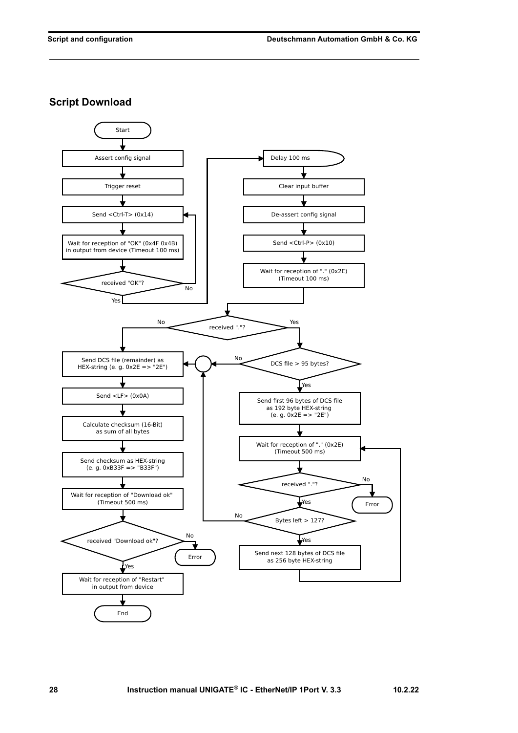## Script Download

Start

Assert config signal

Trigger reset

Send <Ctrl-T> (0x14)

Wait for reception of "OK" (0x4F 0x4B) in output from device (Timeout 100 ms)

received "OK"?

No

Yes

Delay 100 ms

Clear input buffer

De-assert config signal

Send <Ctrl-P> (0x10)

Wait for reception of "." (0x2E) (Timeout 100 ms)

received "."?

No

Yes

DCS file > 95 bytes?

No

Yes

Send DCS file (remainder) as HEX-string (e. g. 0x2E => "2E")

Send <LF> (0x0A)

Calculate checksum (16-Bit) as sum of all bytes

Send checksum as HEX-string (e. g. 0xB33F => "B33F")

Wait for reception of "Download ok" (Timeout 500 ms)

received "Download ok"?

No

Error

Yes

Wait for reception of "Restart" in output from device

End

Send first 96 bytes of DCS file as 192 byte HEX-string (e. g. 0x2E => "2E")

Wait for reception of "." (0x2E) (Timeout 500 ms)

received "."?

No

Error

Yes

Bytes left > 127?

No

Yes

Send next 128 bytes of DCS file as 256 byte HEX-string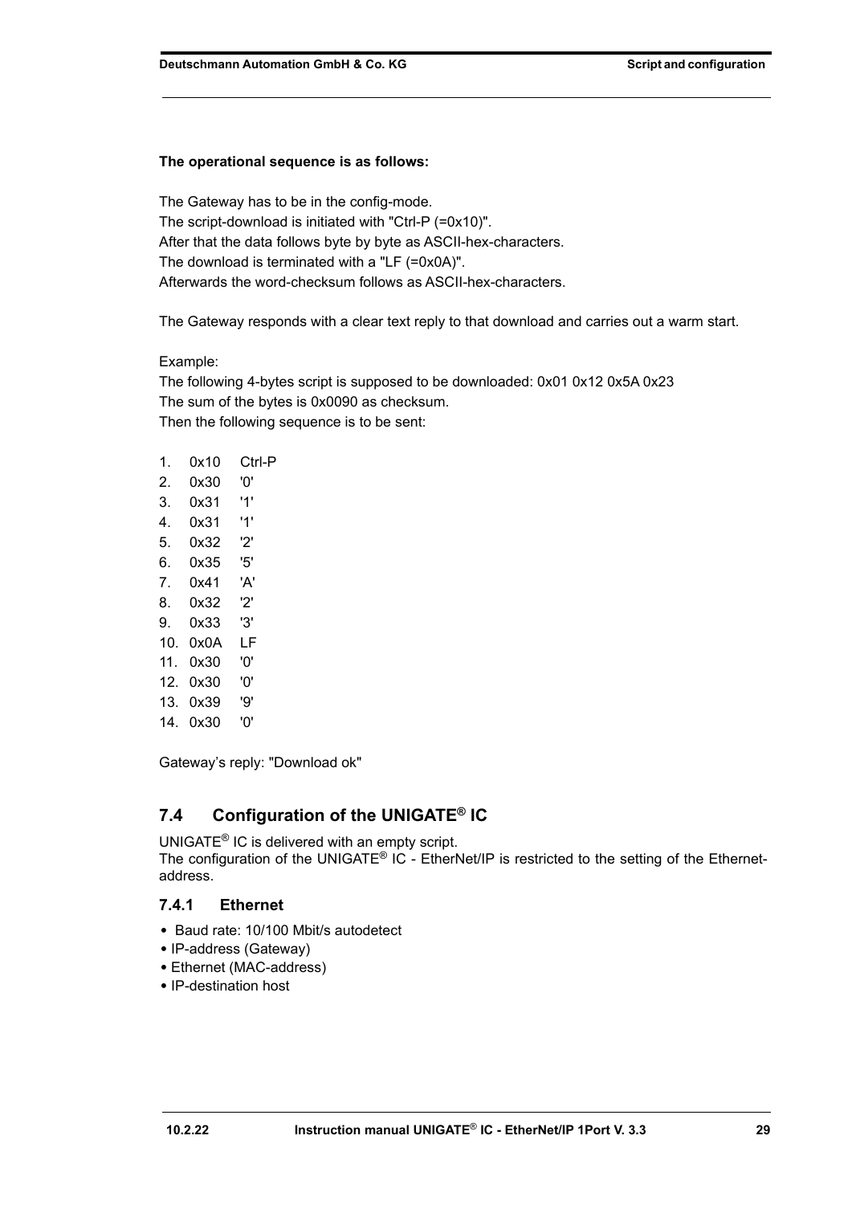**The operational sequence is as follows:**

The Gateway has to be in the config-mode.
The script-download is initiated with "Ctrl-P (=0x10)".
After that the data follows byte by byte as ASCII-hex-characters.
The download is terminated with a "LF (=0x0A)".
Afterwards the word-checksum follows as ASCII-hex-characters.

The Gateway responds with a clear text reply to that download and carries out a warm start.

Example:
The following 4-bytes script is supposed to be downloaded: 0x01 0x12 0x5A 0x23
The sum of the bytes is 0x0090 as checksum.
Then the following sequence is to be sent:

1. 0x10 Ctrl-P
2. 0x30 '0'
3. 0x31 '1'
4. 0x31 '1'
5. 0x32 '2'
6. 0x35 '5'
7. 0x41 'A'
8. 0x32 '2'
9. 0x33 '3'
10. 0x0A LF
11. 0x30 '0'
12. 0x30 '0'
13. 0x39 '9'
14. 0x30 '0'

Gateway's reply: "Download ok"

## 7.4 Configuration of the UNIGATE® IC

UNIGATE® IC is delivered with an empty script.
The configuration of the UNIGATE® IC - EtherNet/IP is restricted to the setting of the Ethernet-address.

### 7.4.1 Ethernet

- Baud rate: 10/100 Mbit/s autodetect
- IP-address (Gateway)
- Ethernet (MAC-address)
- IP-destination host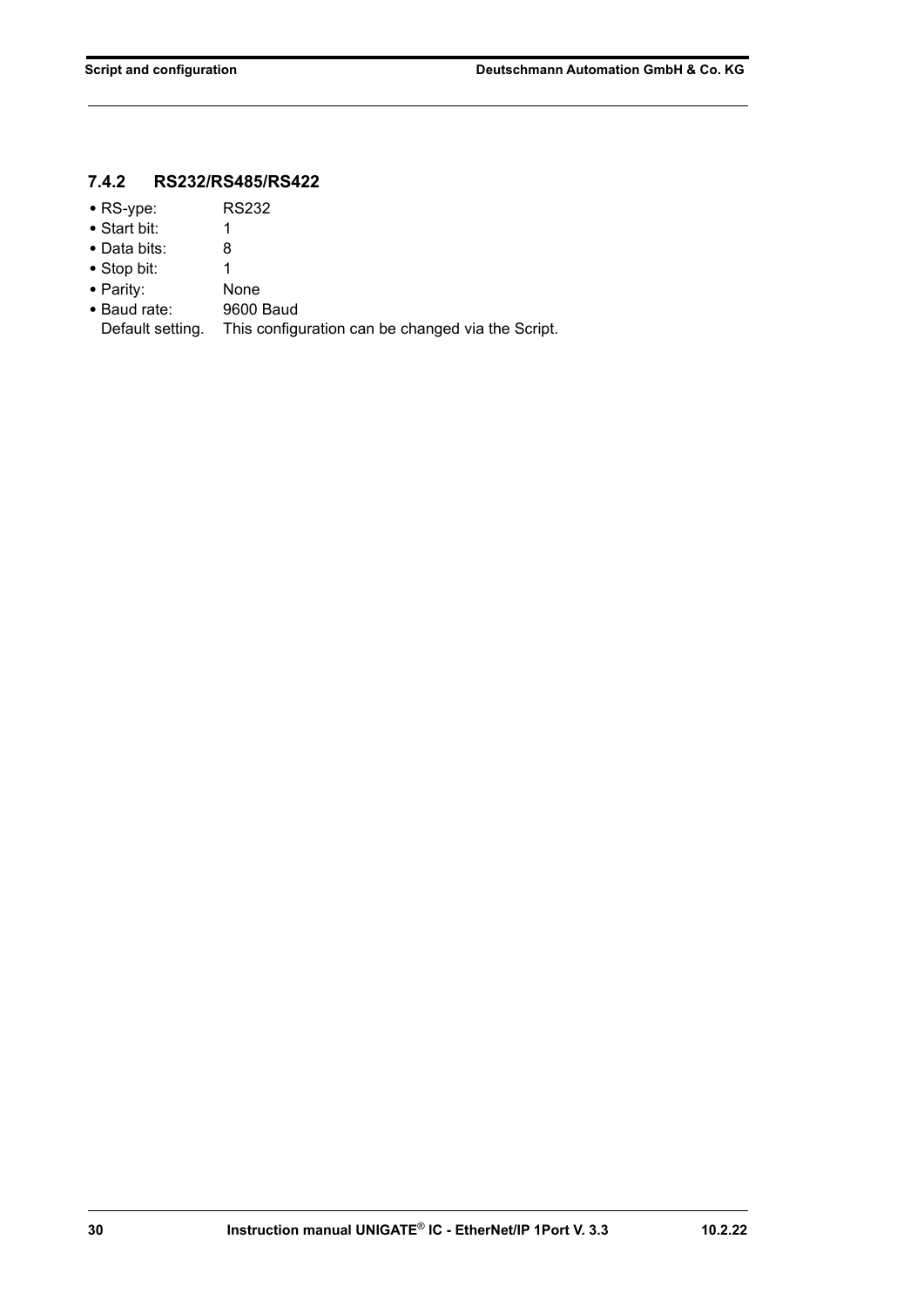### 7.4.2 RS232/RS485/RS422

- RS-ype: RS232
- Start bit: 1
- Data bits: 8
- Stop bit: 1
- Parity: None
- Baud rate: 9600 Baud

  Default setting. This configuration can be changed via the Script.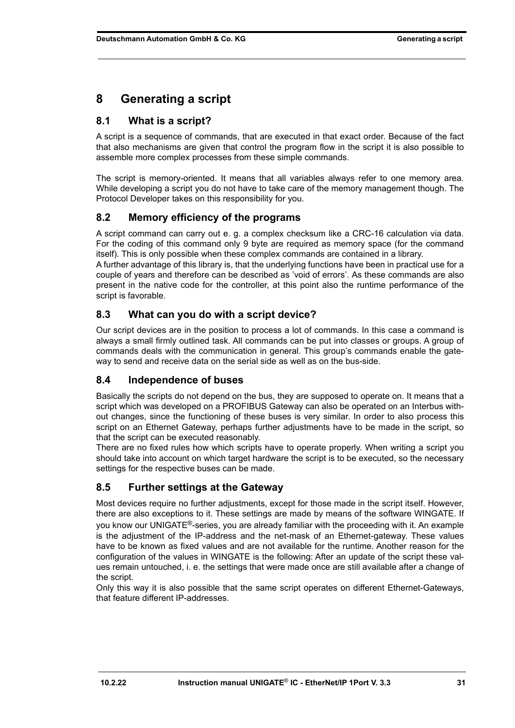# 8 Generating a script

## 8.1 What is a script?

A script is a sequence of commands, that are executed in that exact order. Because of the fact that also mechanisms are given that control the program flow in the script it is also possible to assemble more complex processes from these simple commands.

The script is memory-oriented. It means that all variables always refer to one memory area. While developing a script you do not have to take care of the memory management though. The Protocol Developer takes on this responsibility for you.

## 8.2 Memory efficiency of the programs

A script command can carry out e. g. a complex checksum like a CRC-16 calculation via data. For the coding of this command only 9 byte are required as memory space (for the command itself). This is only possible when these complex commands are contained in a library.
A further advantage of this library is, that the underlying functions have been in practical use for a couple of years and therefore can be described as 'void of errors'. As these commands are also present in the native code for the controller, at this point also the runtime performance of the script is favorable.

## 8.3 What can you do with a script device?

Our script devices are in the position to process a lot of commands. In this case a command is always a small firmly outlined task. All commands can be put into classes or groups. A group of commands deals with the communication in general. This group's commands enable the gateway to send and receive data on the serial side as well as on the bus-side.

## 8.4 Independence of buses

Basically the scripts do not depend on the bus, they are supposed to operate on. It means that a script which was developed on a PROFIBUS Gateway can also be operated on an Interbus without changes, since the functioning of these buses is very similar. In order to also process this script on an Ethernet Gateway, perhaps further adjustments have to be made in the script, so that the script can be executed reasonably.
There are no fixed rules how which scripts have to operate properly. When writing a script you should take into account on which target hardware the script is to be executed, so the necessary settings for the respective buses can be made.

## 8.5 Further settings at the Gateway

Most devices require no further adjustments, except for those made in the script itself. However, there are also exceptions to it. These settings are made by means of the software WINGATE. If you know our UNIGATE®-series, you are already familiar with the proceeding with it. An example is the adjustment of the IP-address and the net-mask of an Ethernet-gateway. These values have to be known as fixed values and are not available for the runtime. Another reason for the configuration of the values in WINGATE is the following: After an update of the script these values remain untouched, i. e. the settings that were made once are still available after a change of the script.
Only this way it is also possible that the same script operates on different Ethernet-Gateways, that feature different IP-addresses.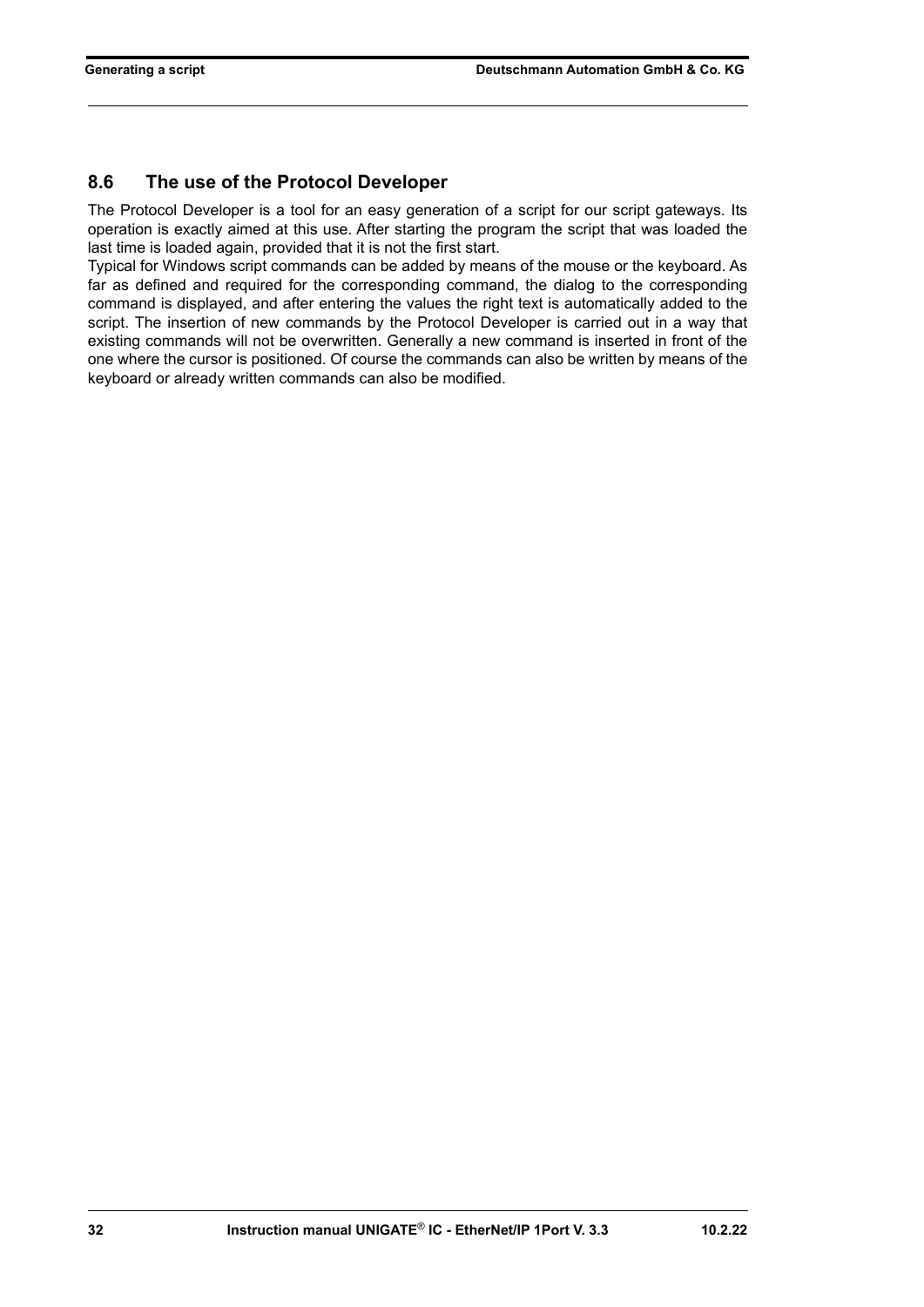## 8.6 The use of the Protocol Developer

The Protocol Developer is a tool for an easy generation of a script for our script gateways. Its operation is exactly aimed at this use. After starting the program the script that was loaded the last time is loaded again, provided that it is not the first start.

Typical for Windows script commands can be added by means of the mouse or the keyboard. As far as defined and required for the corresponding command, the dialog to the corresponding command is displayed, and after entering the values the right text is automatically added to the script. The insertion of new commands by the Protocol Developer is carried out in a way that existing commands will not be overwritten. Generally a new command is inserted in front of the one where the cursor is positioned. Of course the commands can also be written by means of the keyboard or already written commands can also be modified.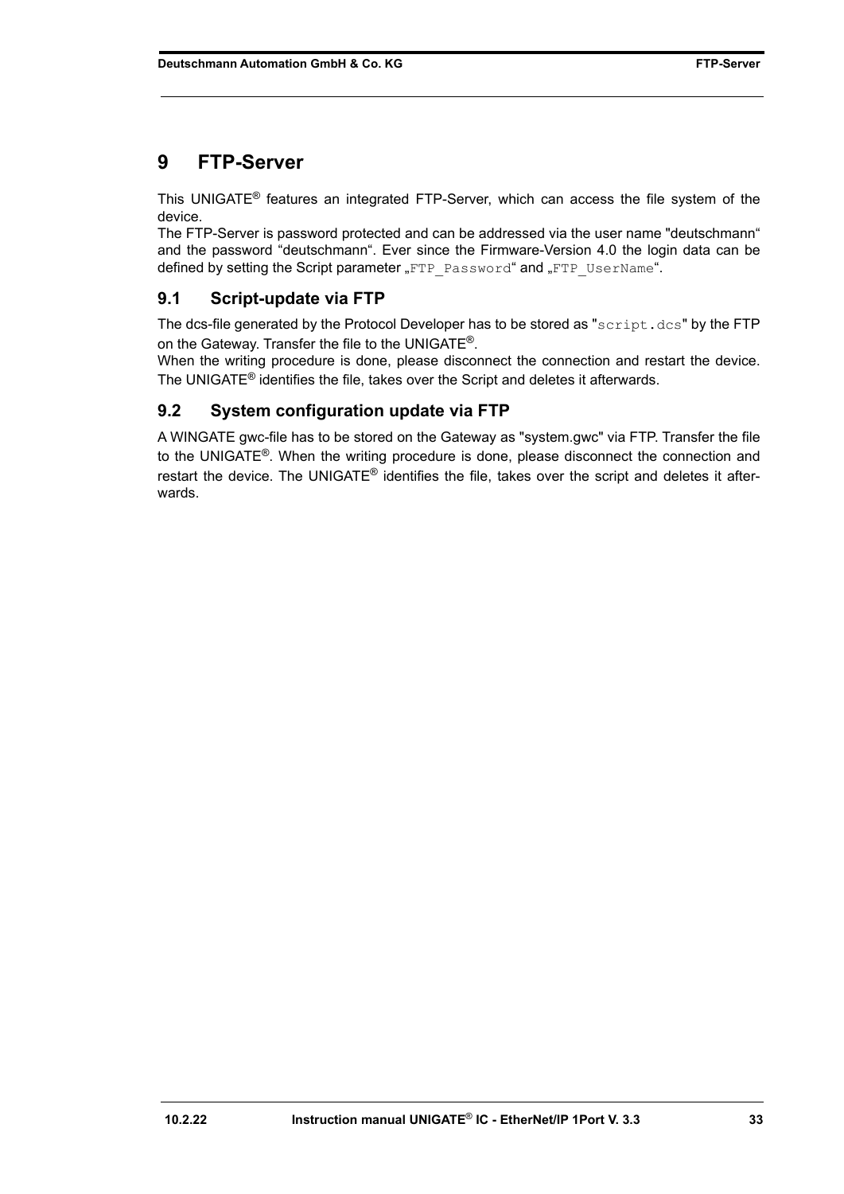# 9 FTP-Server

This UNIGATE® features an integrated FTP-Server, which can access the file system of the device.
The FTP-Server is password protected and can be addressed via the user name "deutschmann“ and the password “deutschmann“. Ever since the Firmware-Version 4.0 the login data can be defined by setting the Script parameter „`FTP_Password`“ and „`FTP_UserName`“.

## 9.1 Script-update via FTP

The dcs-file generated by the Protocol Developer has to be stored as "`script.dcs`" by the FTP on the Gateway. Transfer the file to the UNIGATE®.
When the writing procedure is done, please disconnect the connection and restart the device. The UNIGATE® identifies the file, takes over the Script and deletes it afterwards.

## 9.2 System configuration update via FTP

A WINGATE gwc-file has to be stored on the Gateway as "system.gwc" via FTP. Transfer the file to the UNIGATE®. When the writing procedure is done, please disconnect the connection and restart the device. The UNIGATE® identifies the file, takes over the script and deletes it afterwards.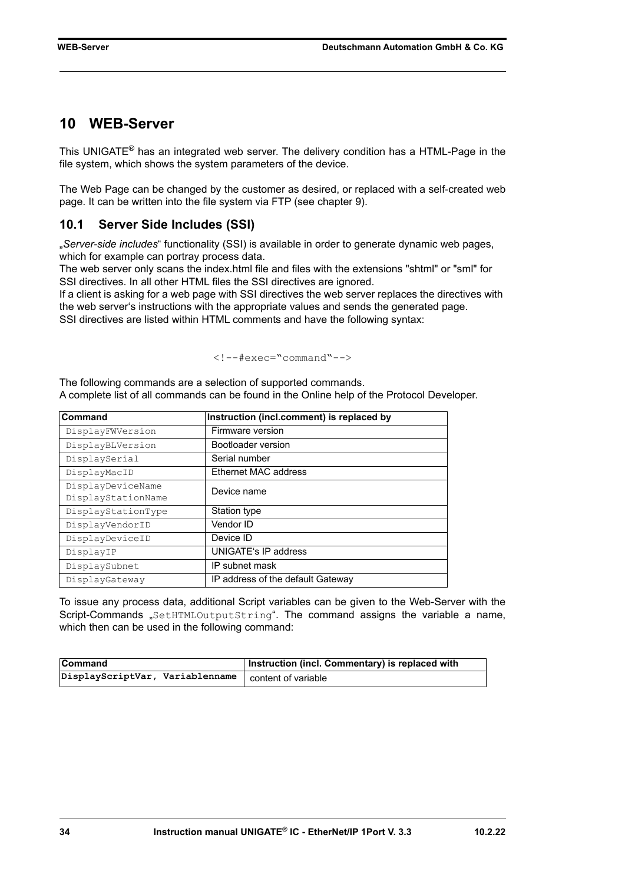# 10 WEB-Server

This UNIGATE® has an integrated web server. The delivery condition has a HTML-Page in the file system, which shows the system parameters of the device.

The Web Page can be changed by the customer as desired, or replaced with a self-created web page. It can be written into the file system via FTP (see chapter 9).

## 10.1 Server Side Includes (SSI)

„*Server-side includes*“ functionality (SSI) is available in order to generate dynamic web pages, which for example can portray process data.
The web server only scans the index.html file and files with the extensions "shtml" or "sml" for SSI directives. In all other HTML files the SSI directives are ignored.
If a client is asking for a web page with SSI directives the web server replaces the directives with the web server's instructions with the appropriate values and sends the generated page.
SSI directives are listed within HTML comments and have the following syntax:

```
<!--#exec="command"-->
```

The following commands are a selection of supported commands.
A complete list of all commands can be found in the Online help of the Protocol Developer.

| Command | Instruction (incl.comment) is replaced by |
|---|---|
| `DisplayFWVersion` | Firmware version |
| `DisplayBLVersion` | Bootloader version |
| `DisplaySerial` | Serial number |
| `DisplayMacID` | Ethernet MAC address |
| `DisplayDeviceName` `DisplayStationName` | Device name |
| `DisplayStationType` | Station type |
| `DisplayVendorID` | Vendor ID |
| `DisplayDeviceID` | Device ID |
| `DisplayIP` | UNIGATE's IP address |
| `DisplaySubnet` | IP subnet mask |
| `DisplayGateway` | IP address of the default Gateway |

To issue any process data, additional Script variables can be given to the Web-Server with the Script-Commands „`SetHTMLOutputString`“. The command assigns the variable a name, which then can be used in the following command:

| Command | Instruction (incl. Commentary) is replaced with |
|---|---|
| **`DisplayScriptVar, Variablenname`** | content of variable |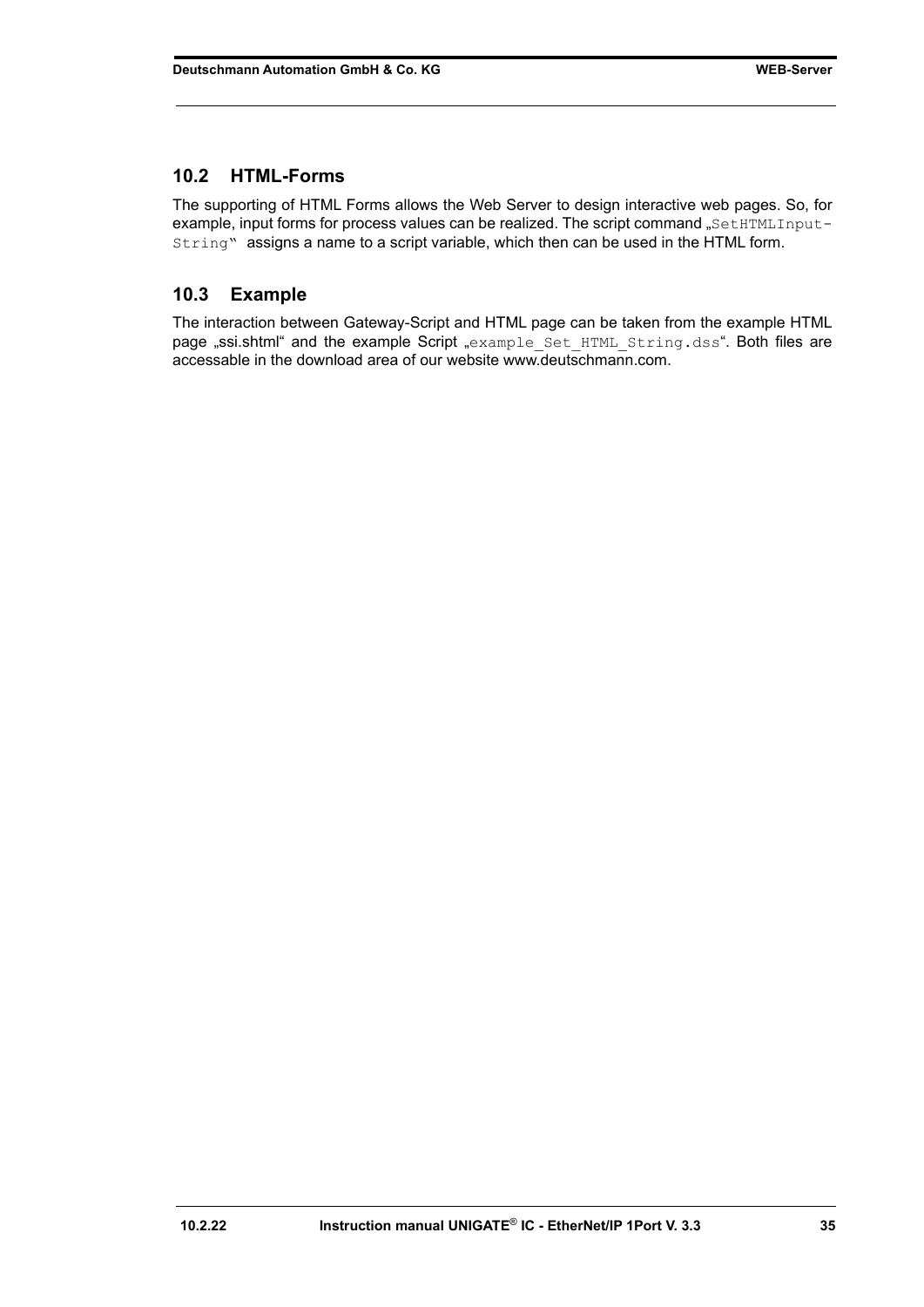## 10.2 HTML-Forms

The supporting of HTML Forms allows the Web Server to design interactive web pages. So, for example, input forms for process values can be realized. The script command „`SetHTMLInput-String`" assigns a name to a script variable, which then can be used in the HTML form.

## 10.3 Example

The interaction between Gateway-Script and HTML page can be taken from the example HTML page „ssi.shtml“ and the example Script „`example_Set_HTML_String.dss`“. Both files are accessable in the download area of our website www.deutschmann.com.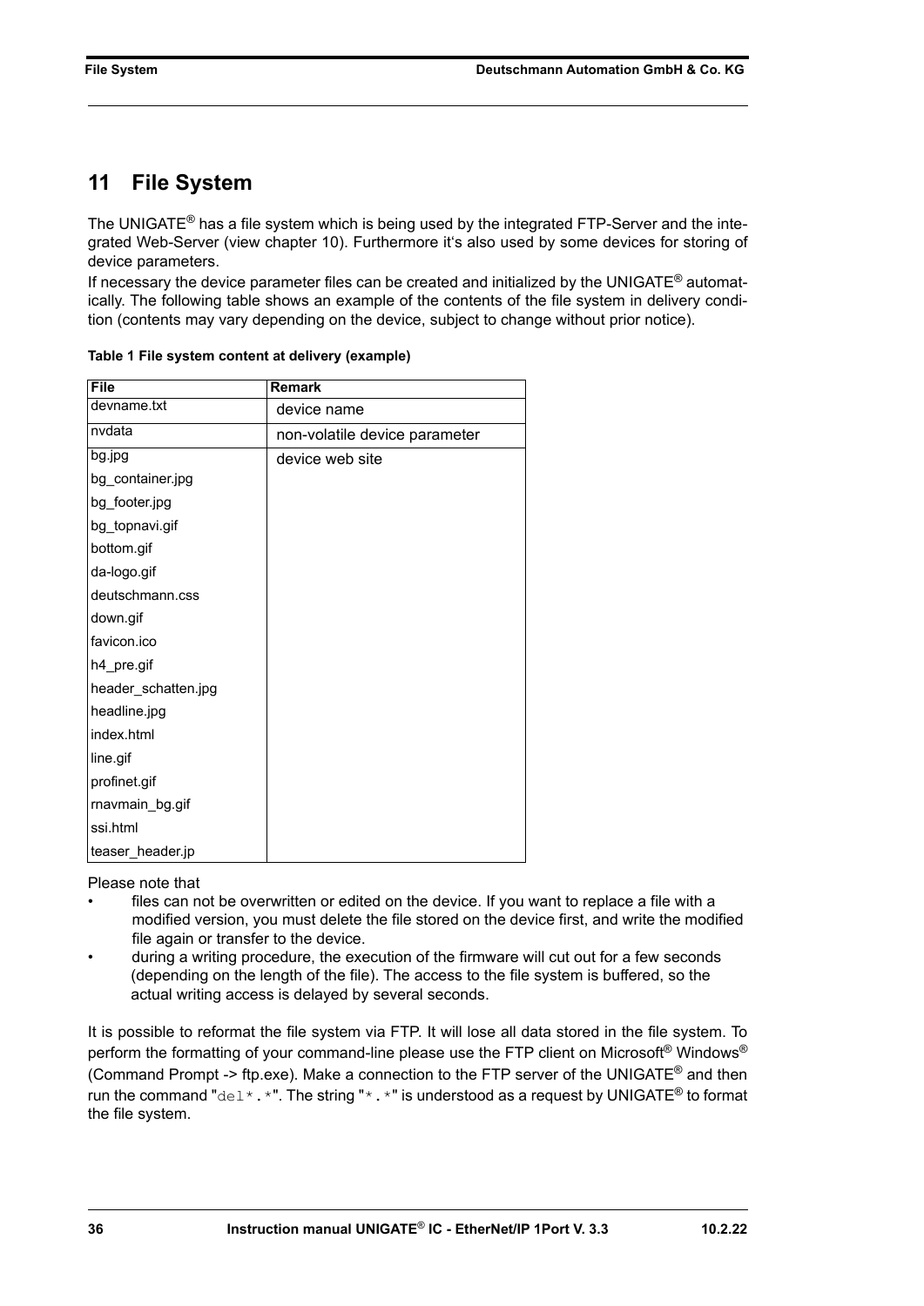# 11 File System

The UNIGATE® has a file system which is being used by the integrated FTP-Server and the integrated Web-Server (view chapter 10). Furthermore it's also used by some devices for storing of device parameters.

If necessary the device parameter files can be created and initialized by the UNIGATE® automatically. The following table shows an example of the contents of the file system in delivery condition (contents may vary depending on the device, subject to change without prior notice).

**Table 1 File system content at delivery (example)**

| File | Remark |
|---|---|
| devname.txt | device name |
| nvdata | non-volatile device parameter |
| bg.jpg | device web site |
| bg_container.jpg | |
| bg_footer.jpg | |
| bg_topnavi.gif | |
| bottom.gif | |
| da-logo.gif | |
| deutschmann.css | |
| down.gif | |
| favicon.ico | |
| h4_pre.gif | |
| header_schatten.jpg | |
| headline.jpg | |
| index.html | |
| line.gif | |
| profinet.gif | |
| rnavmain_bg.gif | |
| ssi.html | |
| teaser_header.jp | |

Please note that

- files can not be overwritten or edited on the device. If you want to replace a file with a modified version, you must delete the file stored on the device first, and write the modified file again or transfer to the device.
- during a writing procedure, the execution of the firmware will cut out for a few seconds (depending on the length of the file). The access to the file system is buffered, so the actual writing access is delayed by several seconds.

It is possible to reformat the file system via FTP. It will lose all data stored in the file system. To perform the formatting of your command-line please use the FTP client on Microsoft® Windows® (Command Prompt -> ftp.exe). Make a connection to the FTP server of the UNIGATE® and then run the command "`del*.*`". The string "`*.*`" is understood as a request by UNIGATE® to format the file system.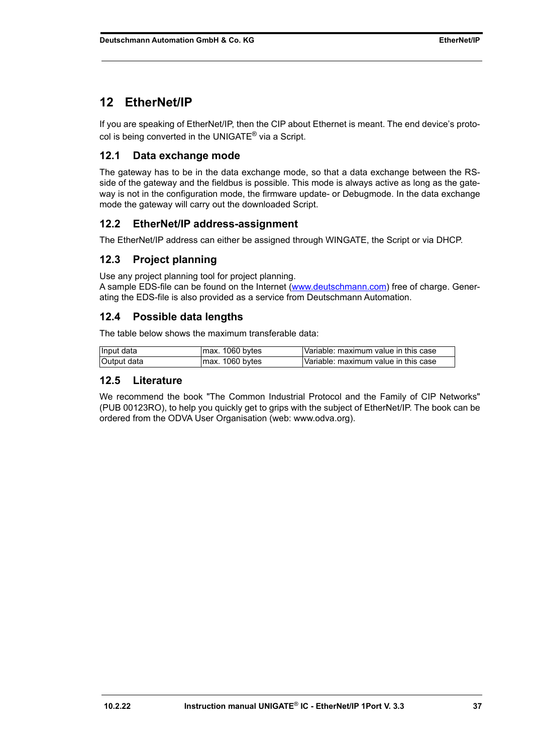# 12 EtherNet/IP

If you are speaking of EtherNet/IP, then the CIP about Ethernet is meant. The end device's protocol is being converted in the UNIGATE® via a Script.

## 12.1 Data exchange mode

The gateway has to be in the data exchange mode, so that a data exchange between the RS-side of the gateway and the fieldbus is possible. This mode is always active as long as the gateway is not in the configuration mode, the firmware update- or Debugmode. In the data exchange mode the gateway will carry out the downloaded Script.

## 12.2 EtherNet/IP address-assignment

The EtherNet/IP address can either be assigned through WINGATE, the Script or via DHCP.

## 12.3 Project planning

Use any project planning tool for project planning.
A sample EDS-file can be found on the Internet (www.deutschmann.com) free of charge. Generating the EDS-file is also provided as a service from Deutschmann Automation.

## 12.4 Possible data lengths

The table below shows the maximum transferable data:

| | | |
|---|---|---|
| Input data | max. 1060 bytes | Variable: maximum value in this case |
| Output data | max. 1060 bytes | Variable: maximum value in this case |

## 12.5 Literature

We recommend the book "The Common Industrial Protocol and the Family of CIP Networks" (PUB 00123RO), to help you quickly get to grips with the subject of EtherNet/IP. The book can be ordered from the ODVA User Organisation (web: www.odva.org).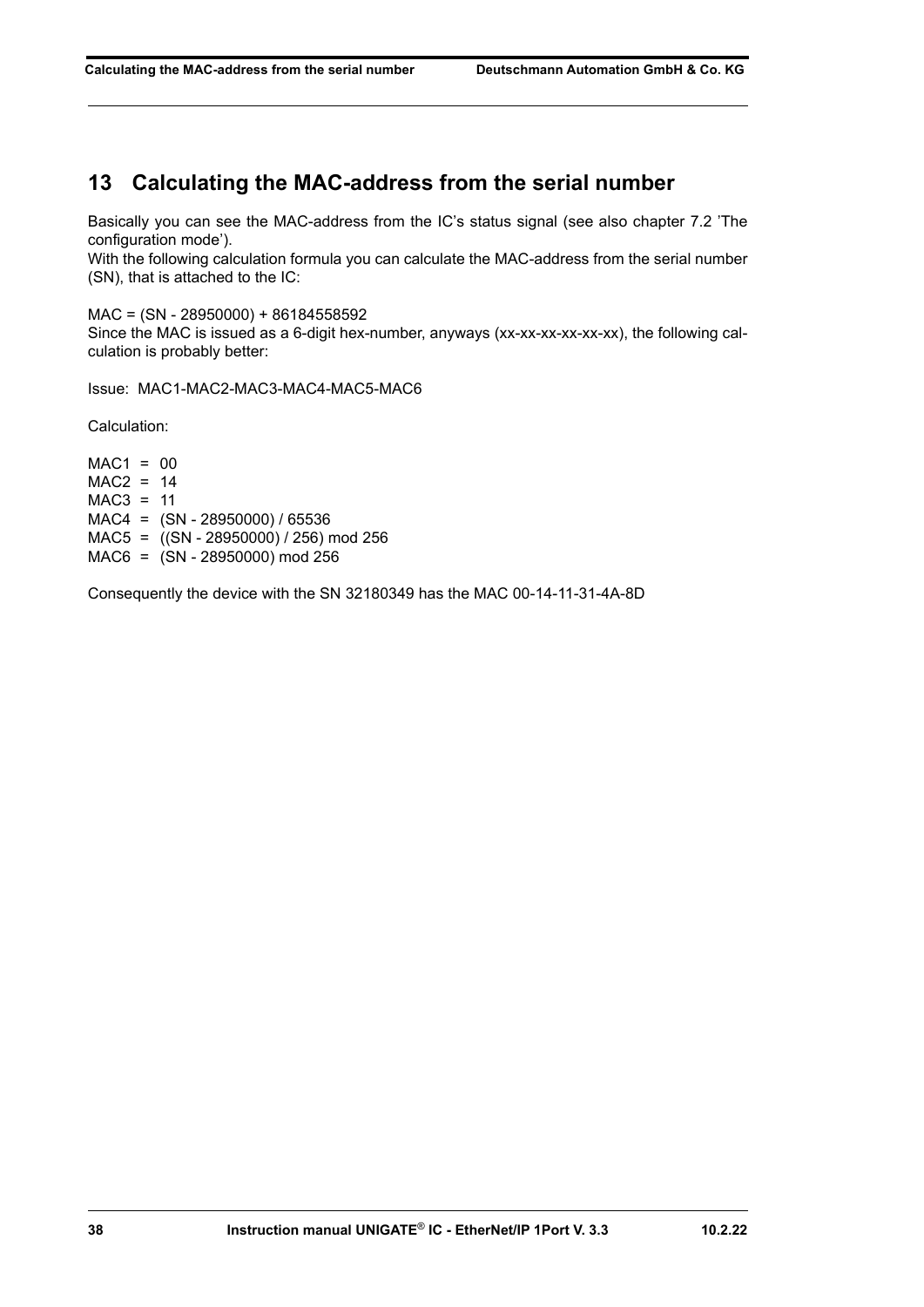# 13 Calculating the MAC-address from the serial number

Basically you can see the MAC-address from the IC's status signal (see also chapter 7.2 'The configuration mode').
With the following calculation formula you can calculate the MAC-address from the serial number (SN), that is attached to the IC:

MAC = (SN - 28950000) + 86184558592
Since the MAC is issued as a 6-digit hex-number, anyways (xx-xx-xx-xx-xx-xx), the following calculation is probably better:

Issue: MAC1-MAC2-MAC3-MAC4-MAC5-MAC6

Calculation:

MAC1 = 00
MAC2 = 14
MAC3 = 11
MAC4 = (SN - 28950000) / 65536
MAC5 = ((SN - 28950000) / 256) mod 256
MAC6 = (SN - 28950000) mod 256

Consequently the device with the SN 32180349 has the MAC 00-14-11-31-4A-8D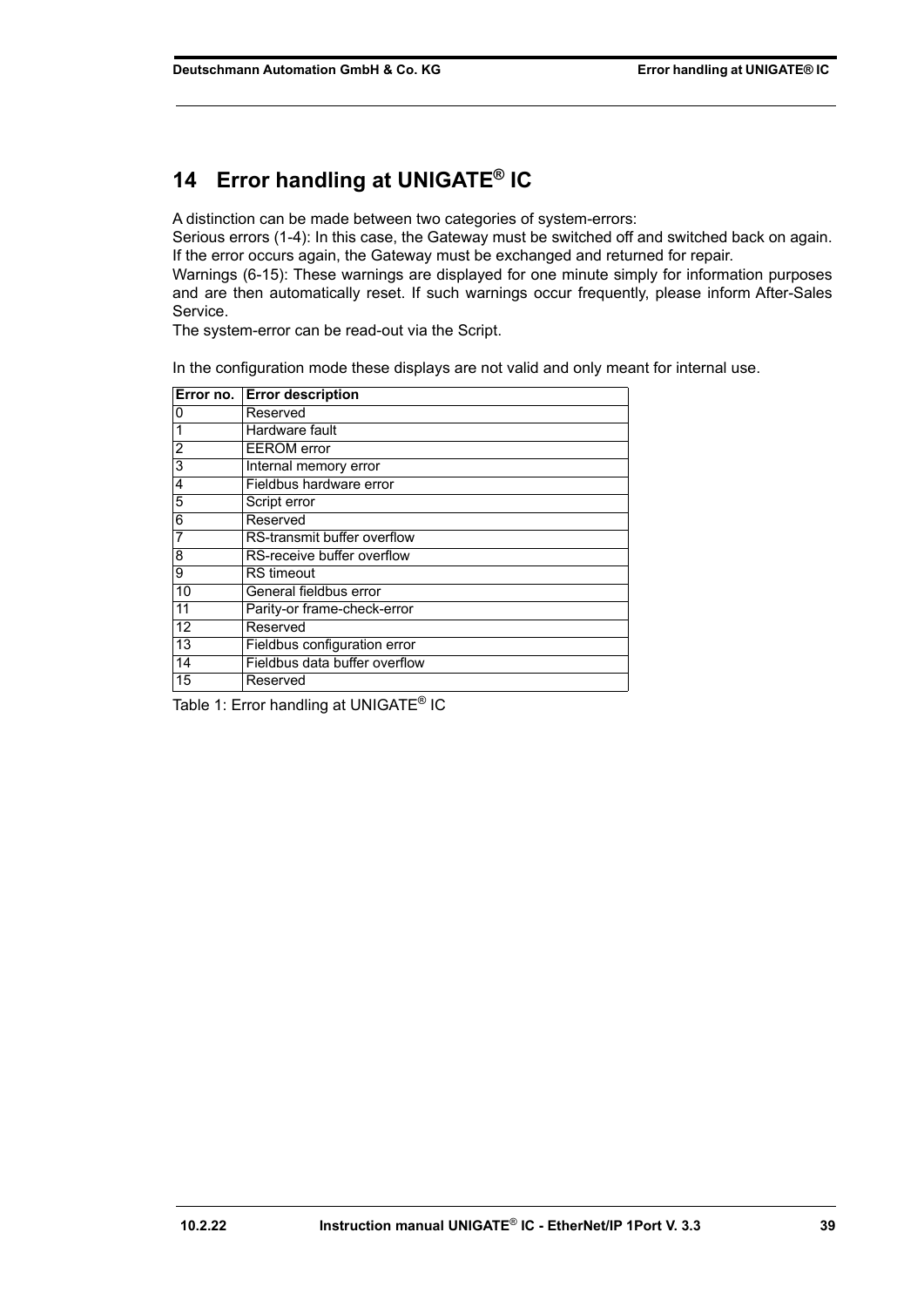# 14 Error handling at UNIGATE® IC

A distinction can be made between two categories of system-errors:
Serious errors (1-4): In this case, the Gateway must be switched off and switched back on again. If the error occurs again, the Gateway must be exchanged and returned for repair.
Warnings (6-15): These warnings are displayed for one minute simply for information purposes and are then automatically reset. If such warnings occur frequently, please inform After-Sales Service.
The system-error can be read-out via the Script.

In the configuration mode these displays are not valid and only meant for internal use.

| Error no. | Error description |
|---|---|
| 0 | Reserved |
| 1 | Hardware fault |
| 2 | EEROM error |
| 3 | Internal memory error |
| 4 | Fieldbus hardware error |
| 5 | Script error |
| 6 | Reserved |
| 7 | RS-transmit buffer overflow |
| 8 | RS-receive buffer overflow |
| 9 | RS timeout |
| 10 | General fieldbus error |
| 11 | Parity-or frame-check-error |
| 12 | Reserved |
| 13 | Fieldbus configuration error |
| 14 | Fieldbus data buffer overflow |
| 15 | Reserved |

Table 1: Error handling at UNIGATE® IC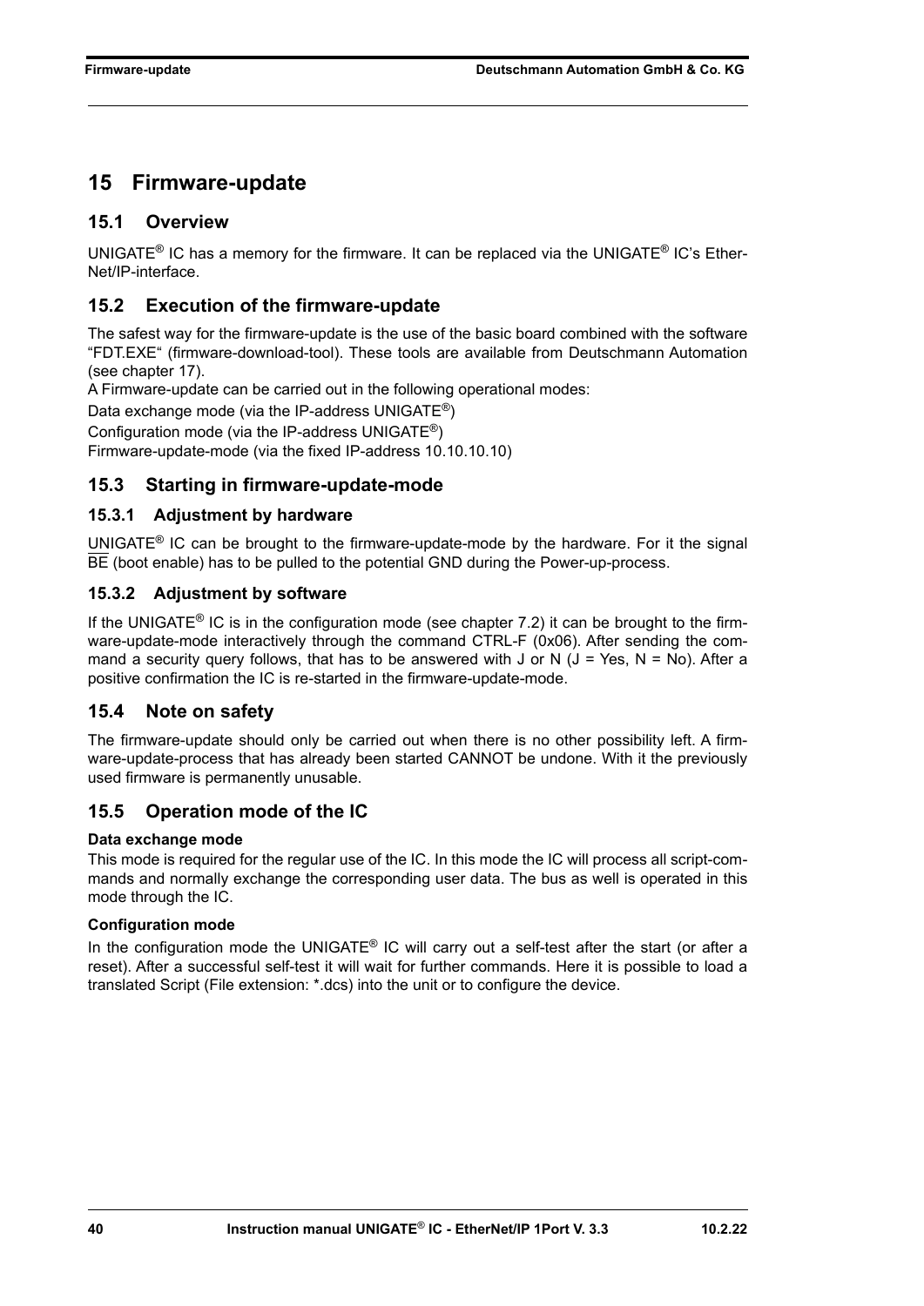# 15 Firmware-update

## 15.1 Overview

UNIGATE® IC has a memory for the firmware. It can be replaced via the UNIGATE® IC's Ether-Net/IP-interface.

## 15.2 Execution of the firmware-update

The safest way for the firmware-update is the use of the basic board combined with the software "FDT.EXE" (firmware-download-tool). These tools are available from Deutschmann Automation (see chapter 17).

A Firmware-update can be carried out in the following operational modes:

Data exchange mode (via the IP-address UNIGATE®)

Configuration mode (via the IP-address UNIGATE®)

Firmware-update-mode (via the fixed IP-address 10.10.10.10)

## 15.3 Starting in firmware-update-mode

### 15.3.1 Adjustment by hardware

UNIGATE® IC can be brought to the firmware-update-mode by the hardware. For it the signal $\overline{BE}$ (boot enable) has to be pulled to the potential GND during the Power-up-process.

### 15.3.2 Adjustment by software

If the UNIGATE® IC is in the configuration mode (see chapter 7.2) it can be brought to the firmware-update-mode interactively through the command CTRL-F (0x06). After sending the command a security query follows, that has to be answered with J or N (J = Yes, N = No). After a positive confirmation the IC is re-started in the firmware-update-mode.

## 15.4 Note on safety

The firmware-update should only be carried out when there is no other possibility left. A firmware-update-process that has already been started CANNOT be undone. With it the previously used firmware is permanently unusable.

## 15.5 Operation mode of the IC

**Data exchange mode**

This mode is required for the regular use of the IC. In this mode the IC will process all script-commands and normally exchange the corresponding user data. The bus as well is operated in this mode through the IC.

**Configuration mode**

In the configuration mode the UNIGATE® IC will carry out a self-test after the start (or after a reset). After a successful self-test it will wait for further commands. Here it is possible to load a translated Script (File extension: *.dcs) into the unit or to configure the device.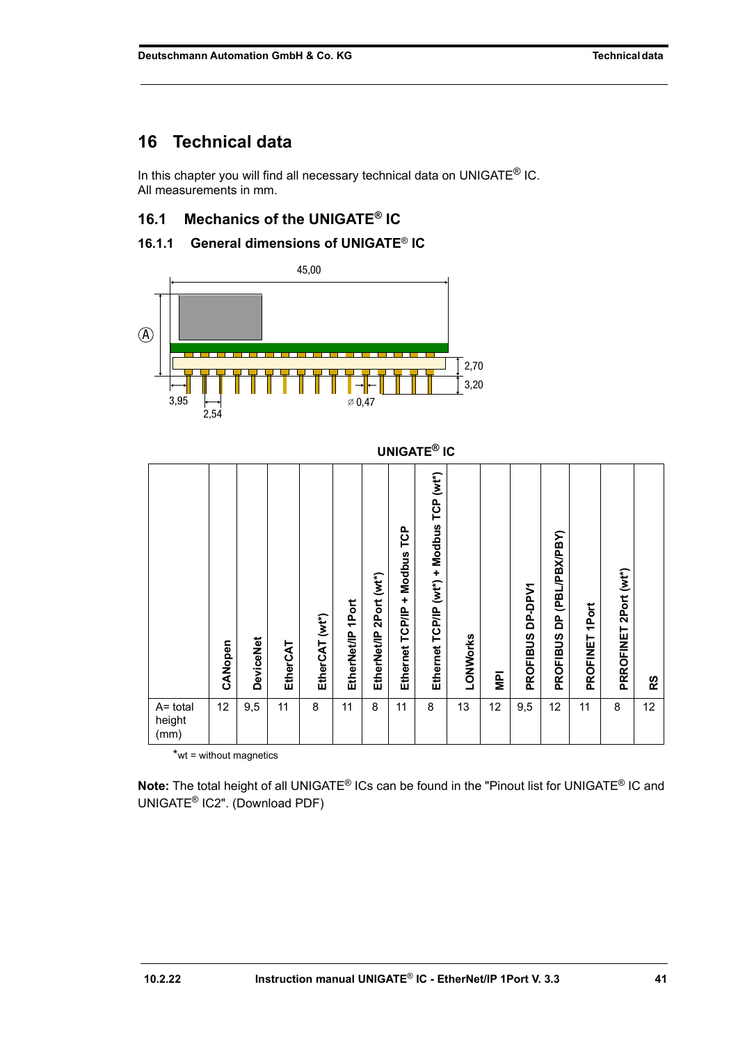# 16 Technical data

In this chapter you will find all necessary technical data on UNIGATE® IC.
All measurements in mm.

## 16.1 Mechanics of the UNIGATE® IC

### 16.1.1 General dimensions of UNIGATE® IC

**UNIGATE® IC**

| | CANopen | DeviceNet | EtherCAT | EtherCAT (wt*) | EtherNet/IP 1Port | EtherNet/IP 2Port (wt*) | Ethernet TCP/IP + Modbus TCP | Ethernet TCP/IP (wt*) + Modbus TCP (wt*) | LONWorks | MPI | PROFIBUS DP-DPV1 | PROFIBUS DP (PBL/PBX/PBY) | PROFINET 1Port | PRROFINET 2Port (wt*) | RS |
|---|---|---|---|---|---|---|---|---|---|---|---|---|---|---|---|
| A= total height (mm) | 12 | 9,5 | 11 | 8 | 11 | 8 | 11 | 8 | 13 | 12 | 9,5 | 12 | 11 | 8 | 12 |

*wt = without magnetics

**Note:** The total height of all UNIGATE® ICs can be found in the "Pinout list for UNIGATE® IC and UNIGATE® IC2". (Download PDF)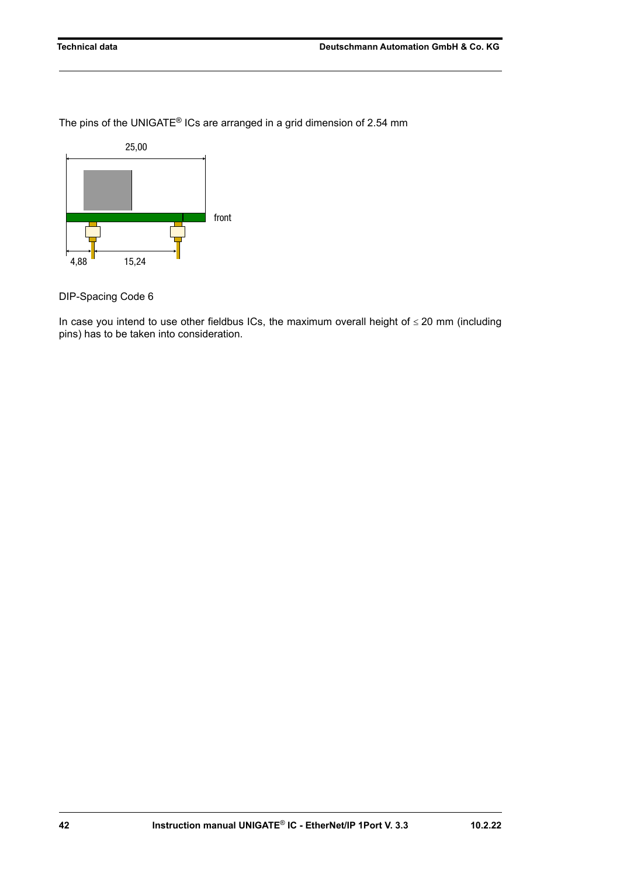The pins of the UNIGATE® ICs are arranged in a grid dimension of 2.54 mm

25,00

front

4,88 15,24

DIP-Spacing Code 6

In case you intend to use other fieldbus ICs, the maximum overall height of ≤ 20 mm (including pins) has to be taken into consideration.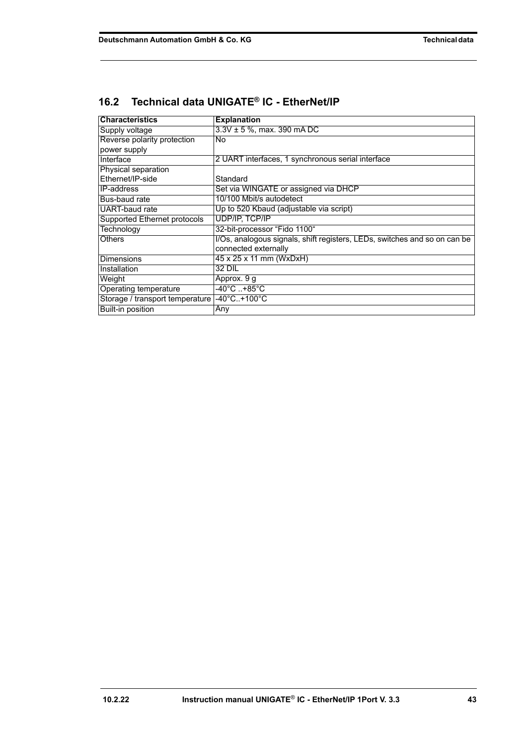## 16.2 Technical data UNIGATE® IC - EtherNet/IP

| Characteristics | Explanation |
|---|---|
| Supply voltage | 3.3V ± 5 %, max. 390 mA DC |
| Reverse polarity protection power supply | No |
| Interface | 2 UART interfaces, 1 synchronous serial interface |
| Physical separation Ethernet/IP-side | Standard |
| IP-address | Set via WINGATE or assigned via DHCP |
| Bus-baud rate | 10/100 Mbit/s autodetect |
| UART-baud rate | Up to 520 Kbaud (adjustable via script) |
| Supported Ethernet protocols | UDP/IP, TCP/IP |
| Technology | 32-bit-processor “Fido 1100“ |
| Others | I/Os, analogous signals, shift registers, LEDs, switches and so on can be connected externally |
| Dimensions | 45 x 25 x 11 mm (WxDxH) |
| Installation | 32 DIL |
| Weight | Approx. 9 g |
| Operating temperature | -40°C ..+85°C |
| Storage / transport temperature | -40°C..+100°C |
| Built-in position | Any |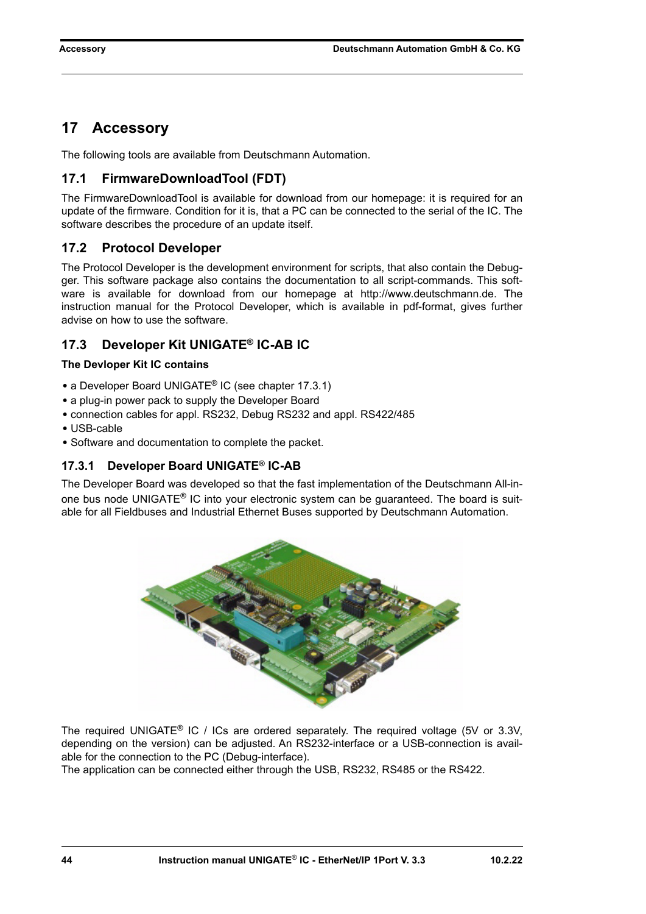# 17 Accessory

The following tools are available from Deutschmann Automation.

## 17.1 FirmwareDownloadTool (FDT)

The FirmwareDownloadTool is available for download from our homepage: it is required for an update of the firmware. Condition for it is, that a PC can be connected to the serial of the IC. The software describes the procedure of an update itself.

## 17.2 Protocol Developer

The Protocol Developer is the development environment for scripts, that also contain the Debugger. This software package also contains the documentation to all script-commands. This software is available for download from our homepage at http://www.deutschmann.de. The instruction manual for the Protocol Developer, which is available in pdf-format, gives further advise on how to use the software.

## 17.3 Developer Kit UNIGATE® IC-AB IC

**The Devloper Kit IC contains**

- a Developer Board UNIGATE® IC (see chapter 17.3.1)
- a plug-in power pack to supply the Developer Board
- connection cables for appl. RS232, Debug RS232 and appl. RS422/485
- USB-cable
- Software and documentation to complete the packet.

### 17.3.1 Developer Board UNIGATE® IC-AB

The Developer Board was developed so that the fast implementation of the Deutschmann All-in-one bus node UNIGATE® IC into your electronic system can be guaranteed. The board is suitable for all Fieldbuses and Industrial Ethernet Buses supported by Deutschmann Automation.

The required UNIGATE® IC / ICs are ordered separately. The required voltage (5V or 3.3V, depending on the version) can be adjusted. An RS232-interface or a USB-connection is available for the connection to the PC (Debug-interface).
The application can be connected either through the USB, RS232, RS485 or the RS422.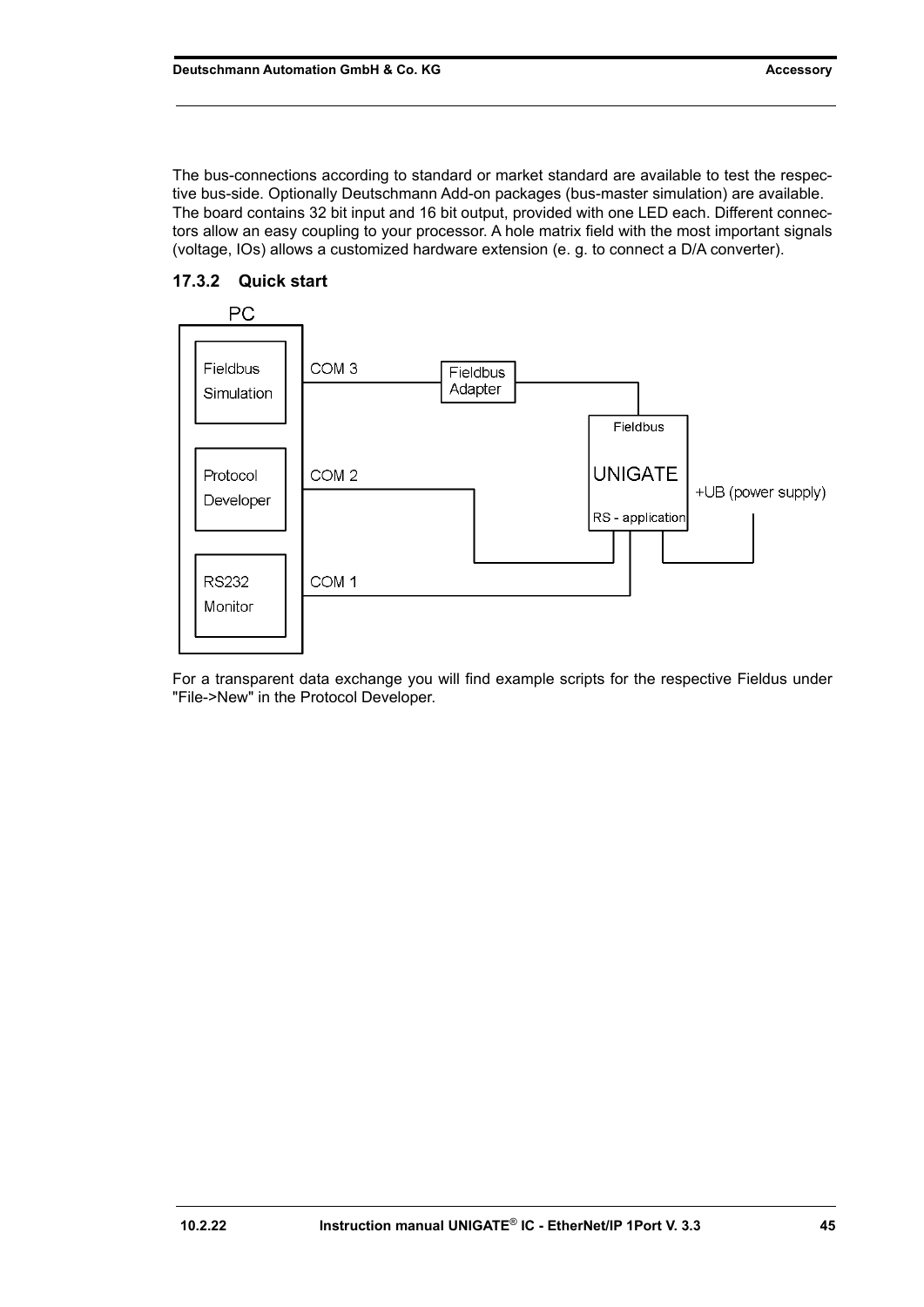The bus-connections according to standard or market standard are available to test the respective bus-side. Optionally Deutschmann Add-on packages (bus-master simulation) are available. The board contains 32 bit input and 16 bit output, provided with one LED each. Different connectors allow an easy coupling to your processor. A hole matrix field with the most important signals (voltage, IOs) allows a customized hardware extension (e. g. to connect a D/A converter).

### 17.3.2 Quick start

PC

Fieldbus Simulation — COM 3 — Fieldbus Adapter — Fieldbus

Protocol Developer — COM 2 — UNIGATE

RS232 Monitor — COM 1 — RS - application

+UB (power supply)

For a transparent data exchange you will find example scripts for the respective Fieldus under "File->New" in the Protocol Developer.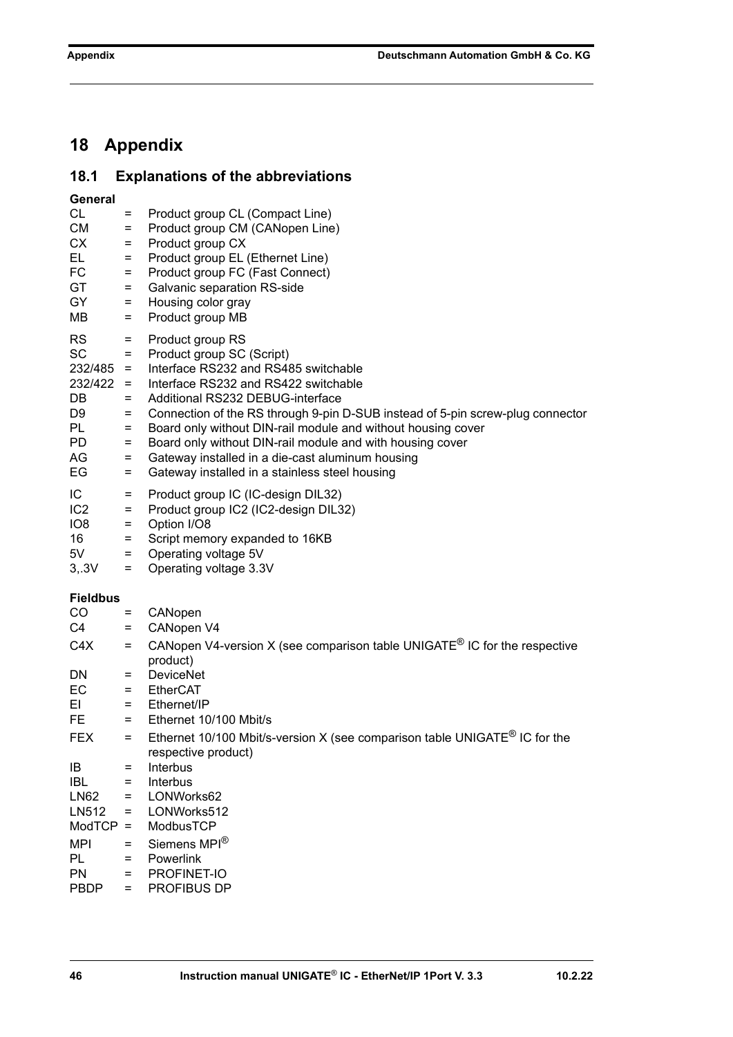# 18 Appendix

## 18.1 Explanations of the abbreviations

**General**

| | | |
|---|---|---|
| CL | = | Product group CL (Compact Line) |
| CM | = | Product group CM (CANopen Line) |
| CX | = | Product group CX |
| EL | = | Product group EL (Ethernet Line) |
| FC | = | Product group FC (Fast Connect) |
| GT | = | Galvanic separation RS-side |
| GY | = | Housing color gray |
| MB | = | Product group MB |
| RS | = | Product group RS |
| SC | = | Product group SC (Script) |
| 232/485 | = | Interface RS232 and RS485 switchable |
| 232/422 | = | Interface RS232 and RS422 switchable |
| DB | = | Additional RS232 DEBUG-interface |
| D9 | = | Connection of the RS through 9-pin D-SUB instead of 5-pin screw-plug connector |
| PL | = | Board only without DIN-rail module and without housing cover |
| PD | = | Board only without DIN-rail module and with housing cover |
| AG | = | Gateway installed in a die-cast aluminum housing |
| EG | = | Gateway installed in a stainless steel housing |
| IC | = | Product group IC (IC-design DIL32) |
| IC2 | = | Product group IC2 (IC2-design DIL32) |
| IO8 | = | Option I/O8 |
| 16 | = | Script memory expanded to 16KB |
| 5V | = | Operating voltage 5V |
| 3,.3V | = | Operating voltage 3.3V |

**Fieldbus**

| | | |
|---|---|---|
| CO | = | CANopen |
| C4 | = | CANopen V4 |
| C4X | = | CANopen V4-version X (see comparison table UNIGATE® IC for the respective product) |
| DN | = | DeviceNet |
| EC | = | EtherCAT |
| EI | = | Ethernet/IP |
| FE | = | Ethernet 10/100 Mbit/s |
| FEX | = | Ethernet 10/100 Mbit/s-version X (see comparison table UNIGATE® IC for the respective product) |
| IB | = | Interbus |
| IBL | = | Interbus |
| LN62 | = | LONWorks62 |
| LN512 | = | LONWorks512 |
| ModTCP | = | ModbusTCP |
| MPI | = | Siemens MPI® |
| PL | = | Powerlink |
| PN | = | PROFINET-IO |
| PBDP | = | PROFIBUS DP |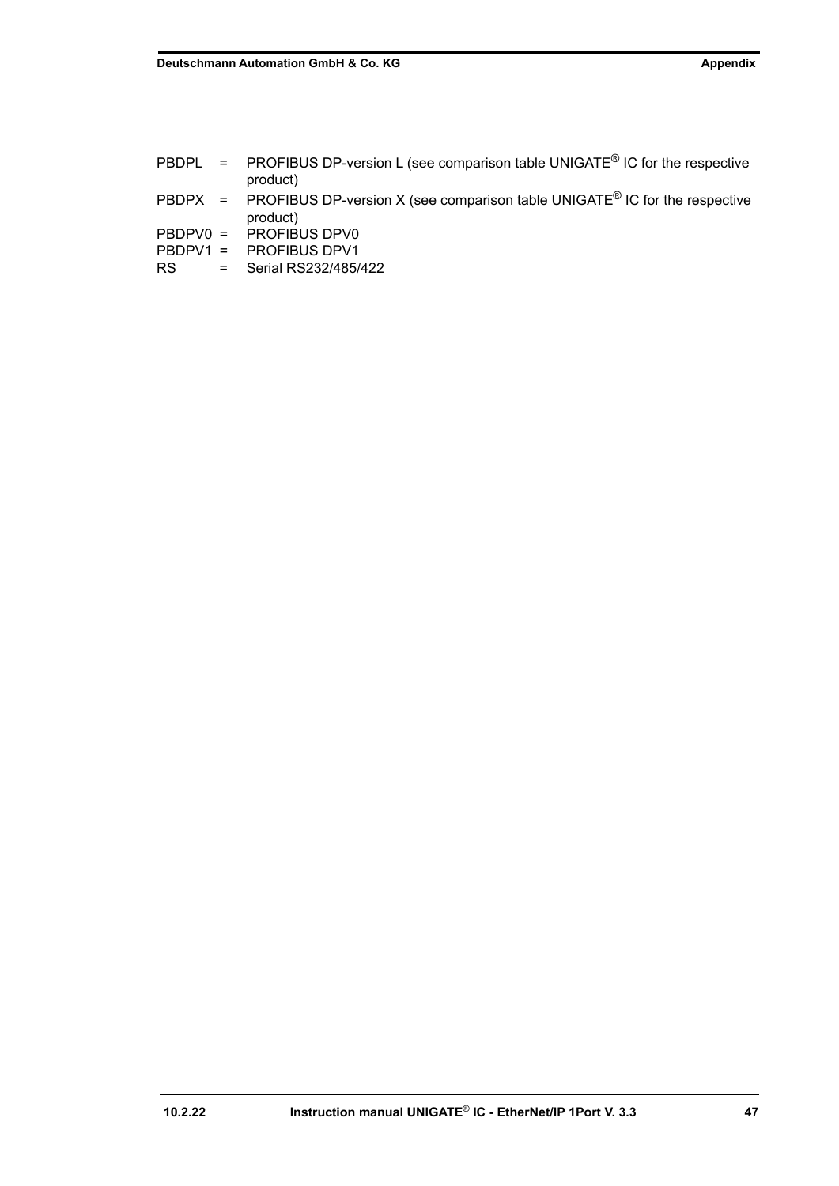PBDPL = PROFIBUS DP-version L (see comparison table UNIGATE® IC for the respective product)

PBDPX = PROFIBUS DP-version X (see comparison table UNIGATE® IC for the respective product)

PBDPV0 = PROFIBUS DPV0

PBDPV1 = PROFIBUS DPV1

RS = Serial RS232/485/422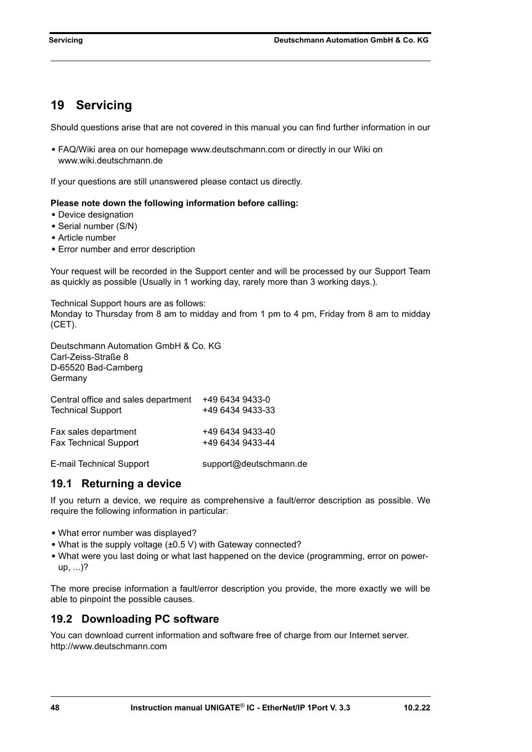# 19 Servicing

Should questions arise that are not covered in this manual you can find further information in our

- FAQ/Wiki area on our homepage www.deutschmann.com or directly in our Wiki on www.wiki.deutschmann.de

If your questions are still unanswered please contact us directly.

**Please note down the following information before calling:**

- Device designation
- Serial number (S/N)
- Article number
- Error number and error description

Your request will be recorded in the Support center and will be processed by our Support Team as quickly as possible (Usually in 1 working day, rarely more than 3 working days.).

Technical Support hours are as follows:
Monday to Thursday from 8 am to midday and from 1 pm to 4 pm, Friday from 8 am to midday (CET).

Deutschmann Automation GmbH & Co. KG
Carl-Zeiss-Straße 8
D-65520 Bad-Camberg
Germany

| | |
|---|---|
| Central office and sales department | +49 6434 9433-0 |
| Technical Support | +49 6434 9433-33 |
| Fax sales department | +49 6434 9433-40 |
| Fax Technical Support | +49 6434 9433-44 |
| E-mail Technical Support | support@deutschmann.de |

## 19.1 Returning a device

If you return a device, we require as comprehensive a fault/error description as possible. We require the following information in particular:

- What error number was displayed?
- What is the supply voltage (±0.5 V) with Gateway connected?
- What were you last doing or what last happened on the device (programming, error on power-up, ...)?

The more precise information a fault/error description you provide, the more exactly we will be able to pinpoint the possible causes.

## 19.2 Downloading PC software

You can download current information and software free of charge from our Internet server.
http://www.deutschmann.com